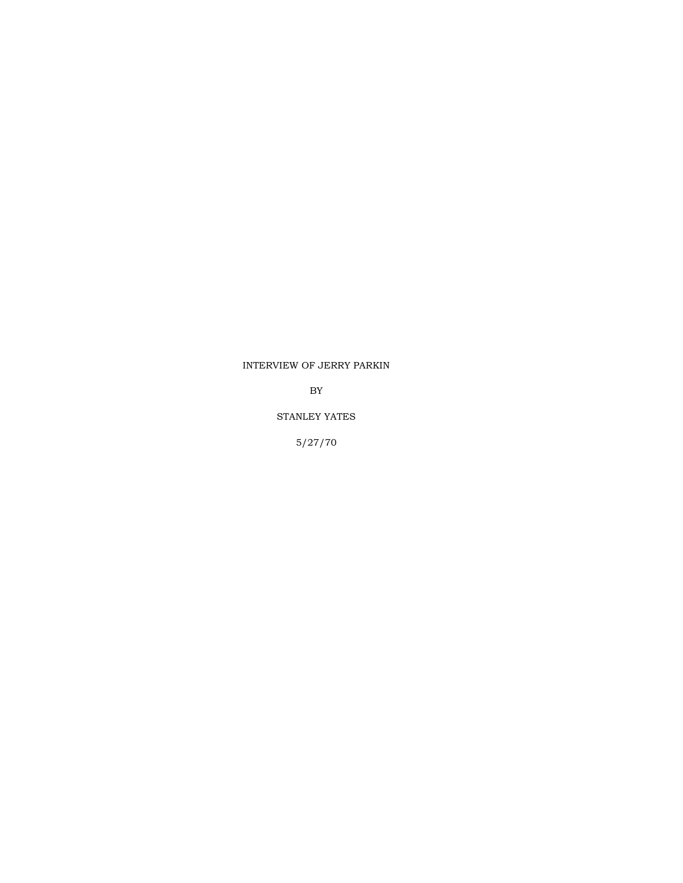INTERVIEW OF JERRY PARKIN

BY

STANLEY YATES

5/27/70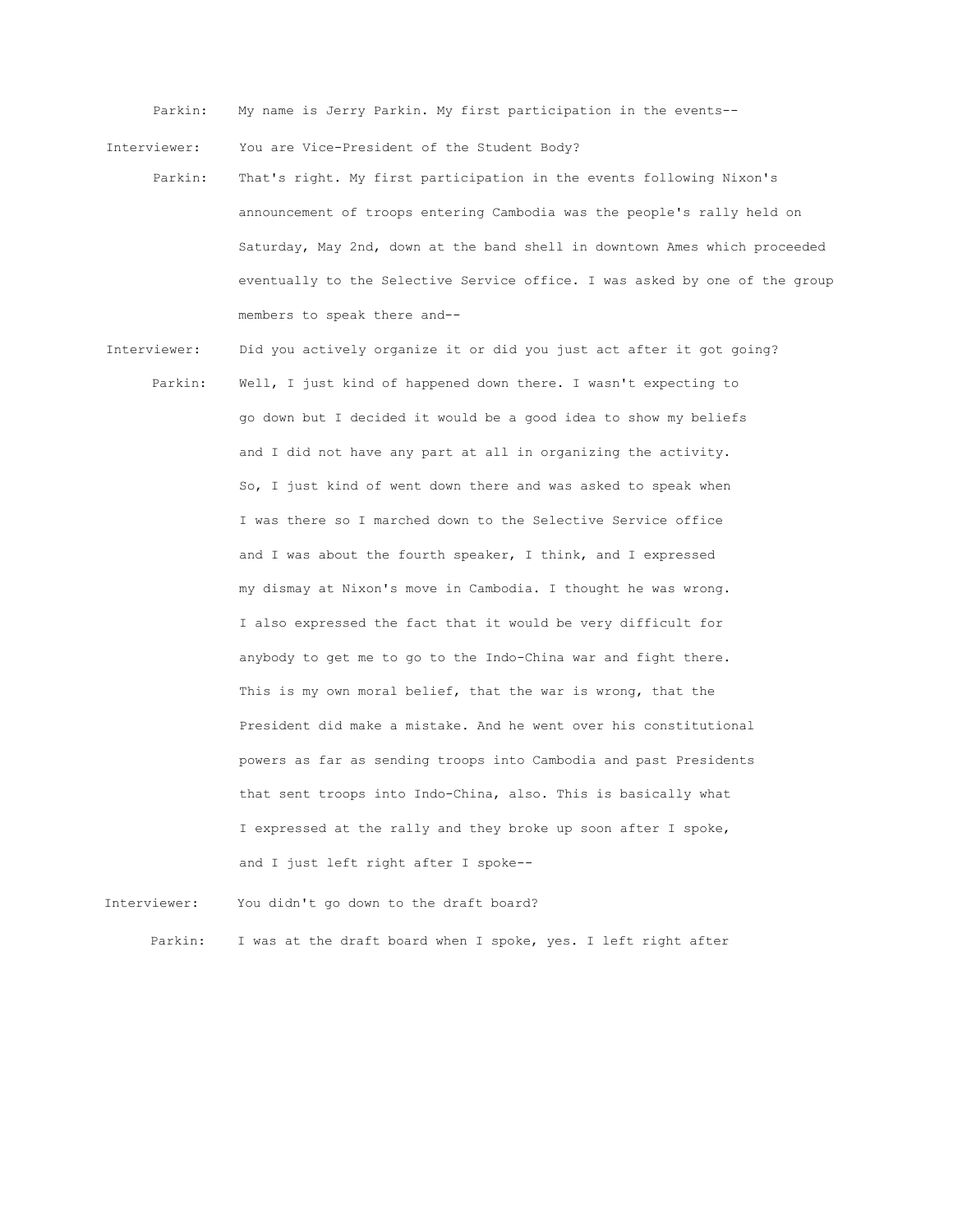Parkin: My name is Jerry Parkin. My first participation in the events--

Interviewer: You are Vice-President of the Student Body?

Parkin: That's right. My first participation in the events following Nixon's announcement of troops entering Cambodia was the people's rally held on Saturday, May 2nd, down at the band shell in downtown Ames which proceeded eventually to the Selective Service office. I was asked by one of the group members to speak there and--

Interviewer: Did you actively organize it or did you just act after it got going?

Parkin: Well, I just kind of happened down there. I wasn't expecting to go down but I decided it would be a good idea to show my beliefs and I did not have any part at all in organizing the activity. So, I just kind of went down there and was asked to speak when I was there so I marched down to the Selective Service office and I was about the fourth speaker, I think, and I expressed my dismay at Nixon's move in Cambodia. I thought he was wrong. I also expressed the fact that it would be very difficult for anybody to get me to go to the Indo-China war and fight there. This is my own moral belief, that the war is wrong, that the President did make a mistake. And he went over his constitutional powers as far as sending troops into Cambodia and past Presidents that sent troops into Indo-China, also. This is basically what I expressed at the rally and they broke up soon after I spoke, and I just left right after I spoke--

Interviewer: You didn't go down to the draft board?

Parkin: I was at the draft board when I spoke, yes. I left right after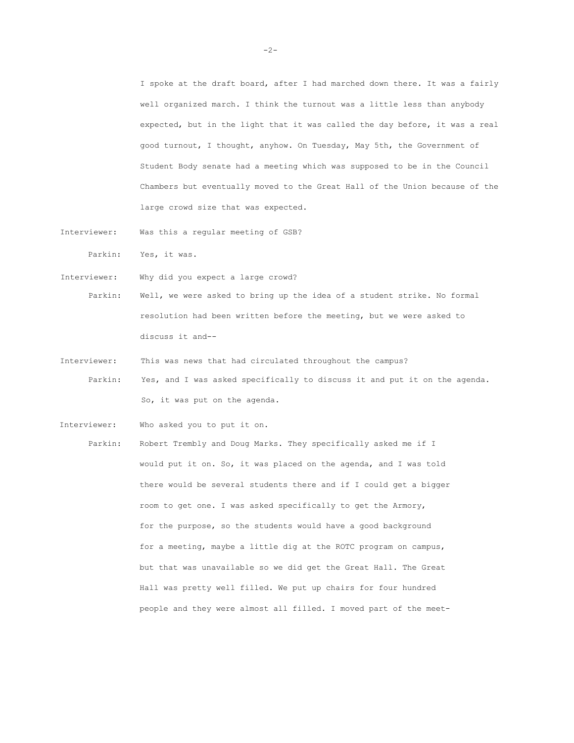I spoke at the draft board, after I had marched down there. It was a fairly well organized march. I think the turnout was a little less than anybody expected, but in the light that it was called the day before, it was a real good turnout, I thought, anyhow. On Tuesday, May 5th, the Government of Student Body senate had a meeting which was supposed to be in the Council Chambers but eventually moved to the Great Hall of the Union because of the large crowd size that was expected.

**Interviewer:** Was this a regular meeting of GSB?

**Parkin:** Yes, it was.

**Interviewer:** Why did you expect a large crowd?

**Parkin:** Well, we were asked to bring up the idea of a student strike. No formal resolution had been written before the meeting, but we were asked to discuss it and--

**Interviewer:** This was news that had circulated throughout the campus?

**Parkin:** Yes, and I was asked specifically to discuss it and put it on the agenda. So, it was put on the agenda.

**Interviewer:** Who asked you to put it on.

**Parkin:** Robert Trembly and Doug Marks. They specifically asked me if I would put it on. So, it was placed on the agenda, and I was told there would be several students there and if I could get a bigger room to get one. I was asked specifically to get the Armory, for the purpose, so the students would have a good background for a meeting, maybe a little dig at the ROTC program on campus, but that was unavailable so we did get the Great Hall. The Great Hall was pretty well filled. We put up chairs for four hundred people and they were almost all filled. I moved part of the meet-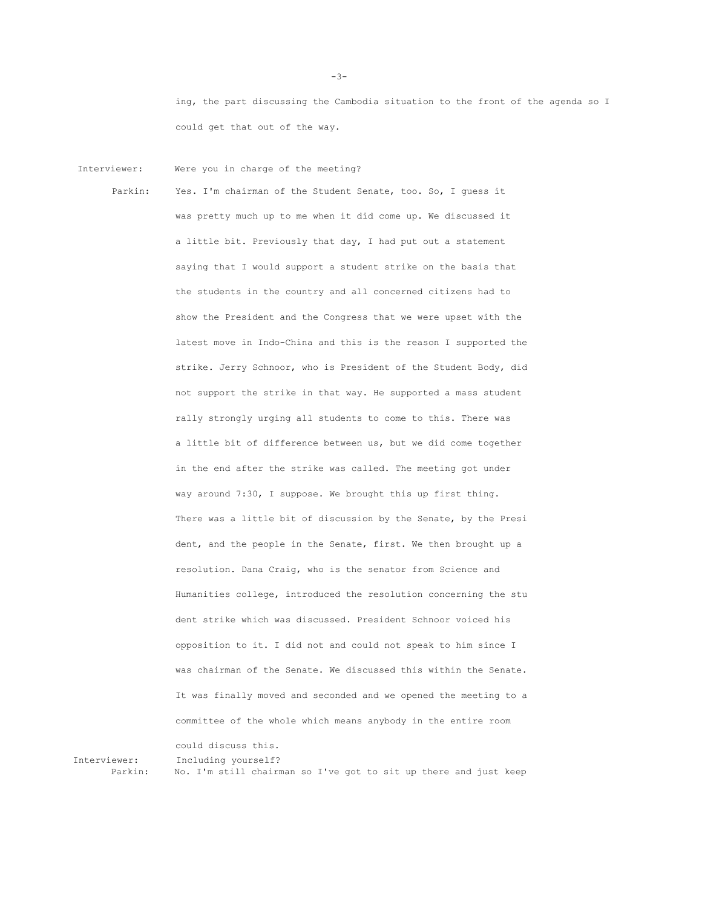ing, the part discussing the Cambodia situation to the front of the agenda so I could get that out of the way.

**Interviewer:** Were you in charge of the meeting?

**Parkin:** Yes. I'm chairman of the Student Senate, too. So, I guess it was pretty much up to me when it did come up. We discussed it a little bit. Previously that day, I had put out a statement saying that I would support a student strike on the basis that the students in the country and all concerned citizens had to show the President and the Congress that we were upset with the latest move in Indo-China and this is the reason I supported the strike. Jerry Schnoor, who is President of the Student Body, did not support the strike in that way. He supported a mass student rally strongly urging all students to come to this. There was a little bit of difference between us, but we did come together in the end after the strike was called. The meeting got under way around 7:30, I suppose. We brought this up first thing. There was a little bit of discussion by the Senate, by the President, and the people in the Senate, first. We then brought up a resolution. Dana Craig, who is the senator from Science and Humanities college, introduced the resolution concerning the student strike which was discussed. President Schnoor voiced his opposition to it. I did not and could not speak to him since I was chairman of the Senate. We discussed this within the Senate. It was finally moved and seconded and we opened the meeting to a committee of the whole which means anybody in the entire room could discuss this.

**Interviewer:** Including yourself?

**Parkin:** No. I'm still chairman so I've got to sit up there and just keep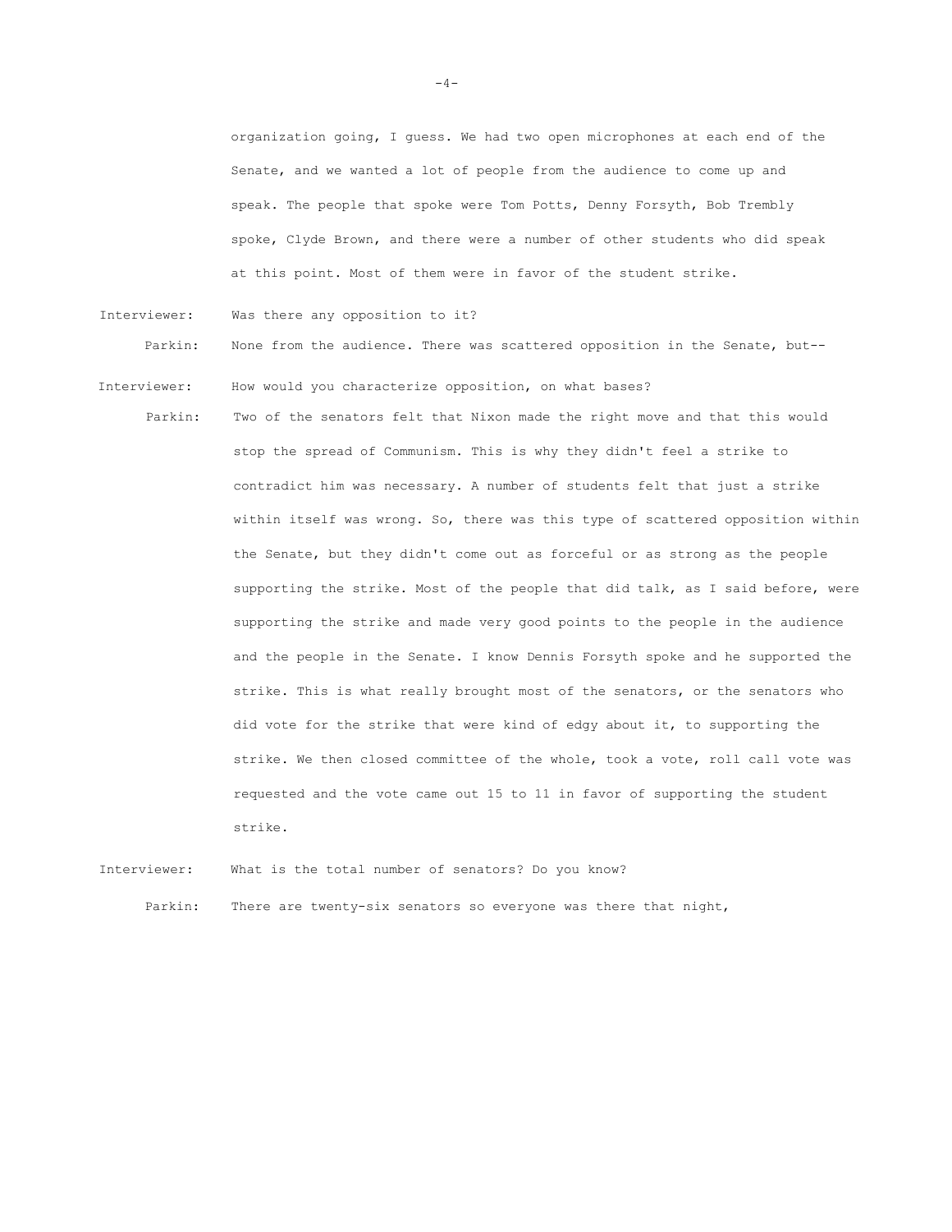organization going, I guess. We had two open microphones at each end of the Senate, and we wanted a lot of people from the audience to come up and speak. The people that spoke were Tom Potts, Denny Forsyth, Bob Trembly spoke, Clyde Brown, and there were a number of other students who did speak at this point. Most of them were in favor of the student strike.

Interviewer: Was there any opposition to it?

Parkin: None from the audience. There was scattered opposition in the Senate, but--

Interviewer: How would you characterize opposition, on what bases?

Parkin: Two of the senators felt that Nixon made the right move and that this would stop the spread of Communism. This is why they didn't feel a strike to contradict him was necessary. A number of students felt that just a strike within itself was wrong. So, there was this type of scattered opposition within the Senate, but they didn't come out as forceful or as strong as the people supporting the strike. Most of the people that did talk, as I said before, were supporting the strike and made very good points to the people in the audience and the people in the Senate. I know Dennis Forsyth spoke and he supported the strike. This is what really brought most of the senators, or the senators who did vote for the strike that were kind of edgy about it, to supporting the strike. We then closed committee of the whole, took a vote, roll call vote was requested and the vote came out 15 to 11 in favor of supporting the student strike.

Interviewer: What is the total number of senators? Do you know?

Parkin: There are twenty-six senators so everyone was there that night,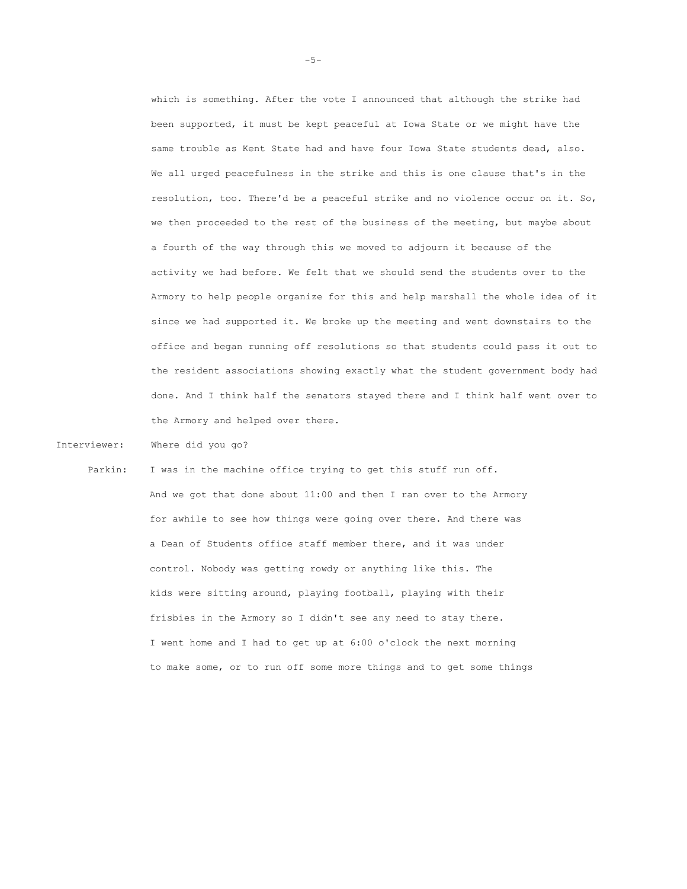which is something. After the vote I announced that although the strike had been supported, it must be kept peaceful at Iowa State or we might have the same trouble as Kent State had and have four Iowa State students dead, also. We all urged peacefulness in the strike and this is one clause that's in the resolution, too. There'd be a peaceful strike and no violence occur on it. So, we then proceeded to the rest of the business of the meeting, but maybe about a fourth of the way through this we moved to adjourn it because of the activity we had before. We felt that we should send the students over to the Armory to help people organize for this and help marshall the whole idea of it since we had supported it. We broke up the meeting and went downstairs to the office and began running off resolutions so that students could pass it out to the resident associations showing exactly what the student government body had done. And I think half the senators stayed there and I think half went over to the Armory and helped over there.

**Interviewer:** Where did you go?

**Parkin:** I was in the machine office trying to get this stuff run off. And we got that done about 11:00 and then I ran over to the Armory for awhile to see how things were going over there. And there was a Dean of Students office staff member there, and it was under control. Nobody was getting rowdy or anything like this. The kids were sitting around, playing football, playing with their frisbies in the Armory so I didn't see any need to stay there. I went home and I had to get up at 6:00 o'clock the next morning to make some, or to run off some more things and to get some things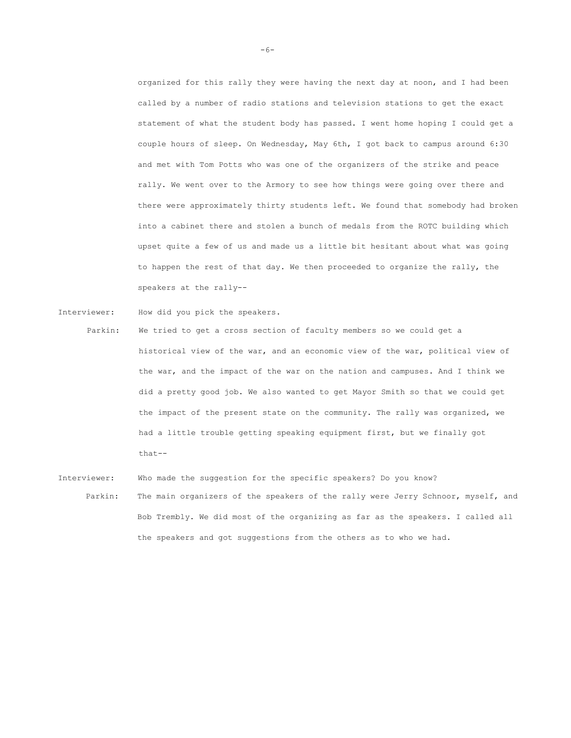organized for this rally they were having the next day at noon, and I had been called by a number of radio stations and television stations to get the exact statement of what the student body has passed. I went home hoping I could get a couple hours of sleep. On Wednesday, May 6th, I got back to campus around 6:30 and met with Tom Potts who was one of the organizers of the strike and peace rally. We went over to the Armory to see how things were going over there and there were approximately thirty students left. We found that somebody had broken into a cabinet there and stolen a bunch of medals from the ROTC building which upset quite a few of us and made us a little bit hesitant about what was going to happen the rest of that day. We then proceeded to organize the rally, the speakers at the rally--

Interviewer: How did you pick the speakers.

Parkin: We tried to get a cross section of faculty members so we could get a historical view of the war, and an economic view of the war, political view of the war, and the impact of the war on the nation and campuses. And I think we did a pretty good job. We also wanted to get Mayor Smith so that we could get the impact of the present state on the community. The rally was organized, we had a little trouble getting speaking equipment first, but we finally got that--

Interviewer: Who made the suggestion for the specific speakers? Do you know?

Parkin: The main organizers of the speakers of the rally were Jerry Schnoor, myself, and Bob Trembly. We did most of the organizing as far as the speakers. I called all the speakers and got suggestions from the others as to who we had.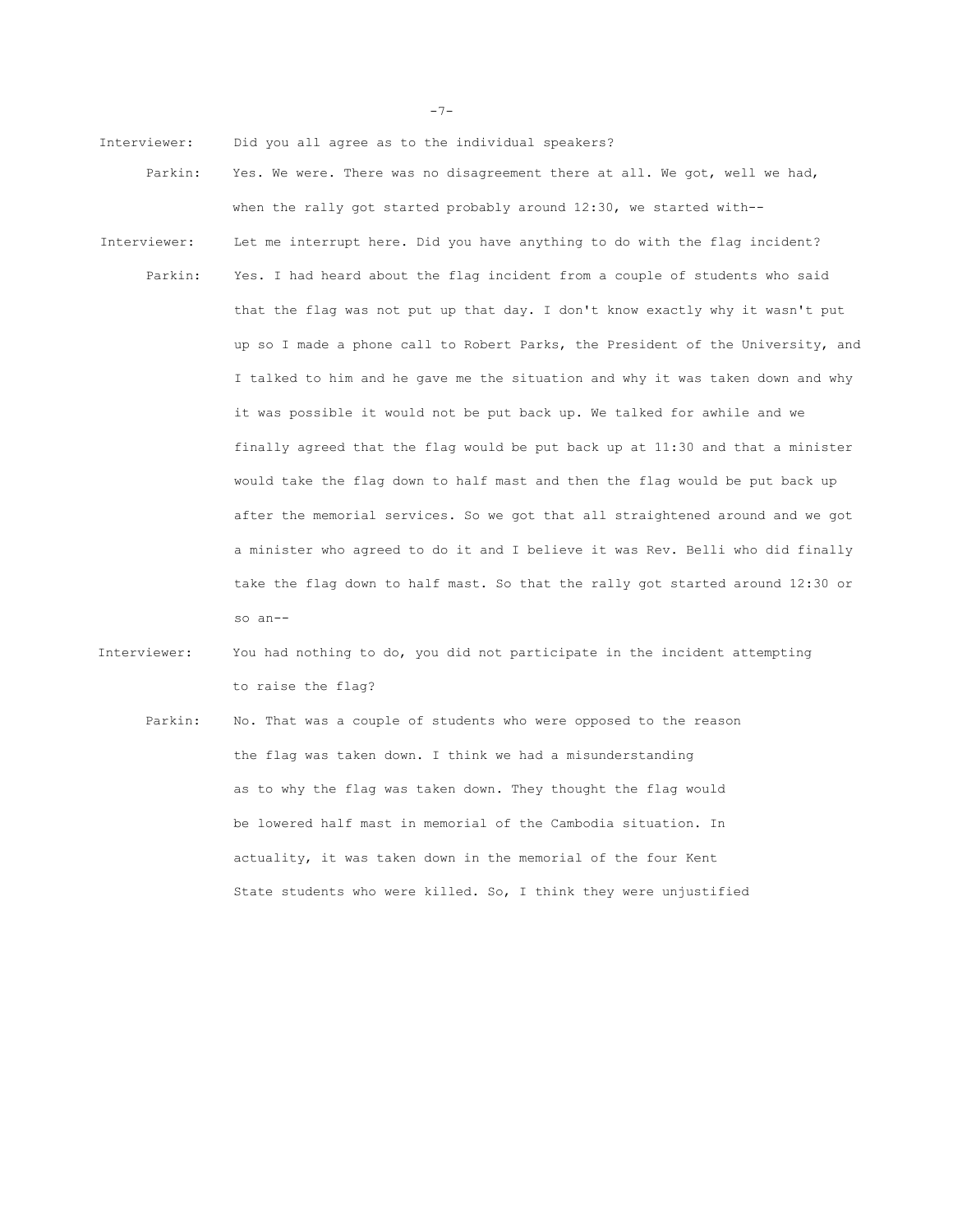Interviewer: Did you all agree as to the individual speakers?

Parkin: Yes. We were. There was no disagreement there at all. We got, well we had, when the rally got started probably around 12:30, we started with--

Interviewer: Let me interrupt here. Did you have anything to do with the flag incident?

Parkin: Yes. I had heard about the flag incident from a couple of students who said that the flag was not put up that day. I don't know exactly why it wasn't put up so I made a phone call to Robert Parks, the President of the University, and I talked to him and he gave me the situation and why it was taken down and why it was possible it would not be put back up. We talked for awhile and we finally agreed that the flag would be put back up at 11:30 and that a minister would take the flag down to half mast and then the flag would be put back up after the memorial services. So we got that all straightened around and we got a minister who agreed to do it and I believe it was Rev. Belli who did finally take the flag down to half mast. So that the rally got started around 12:30 or so an--

Interviewer: You had nothing to do, you did not participate in the incident attempting to raise the flag?

Parkin: No. That was a couple of students who were opposed to the reason the flag was taken down. I think we had a misunderstanding as to why the flag was taken down. They thought the flag would be lowered half mast in memorial of the Cambodia situation. In actuality, it was taken down in the memorial of the four Kent State students who were killed. So, I think they were unjustified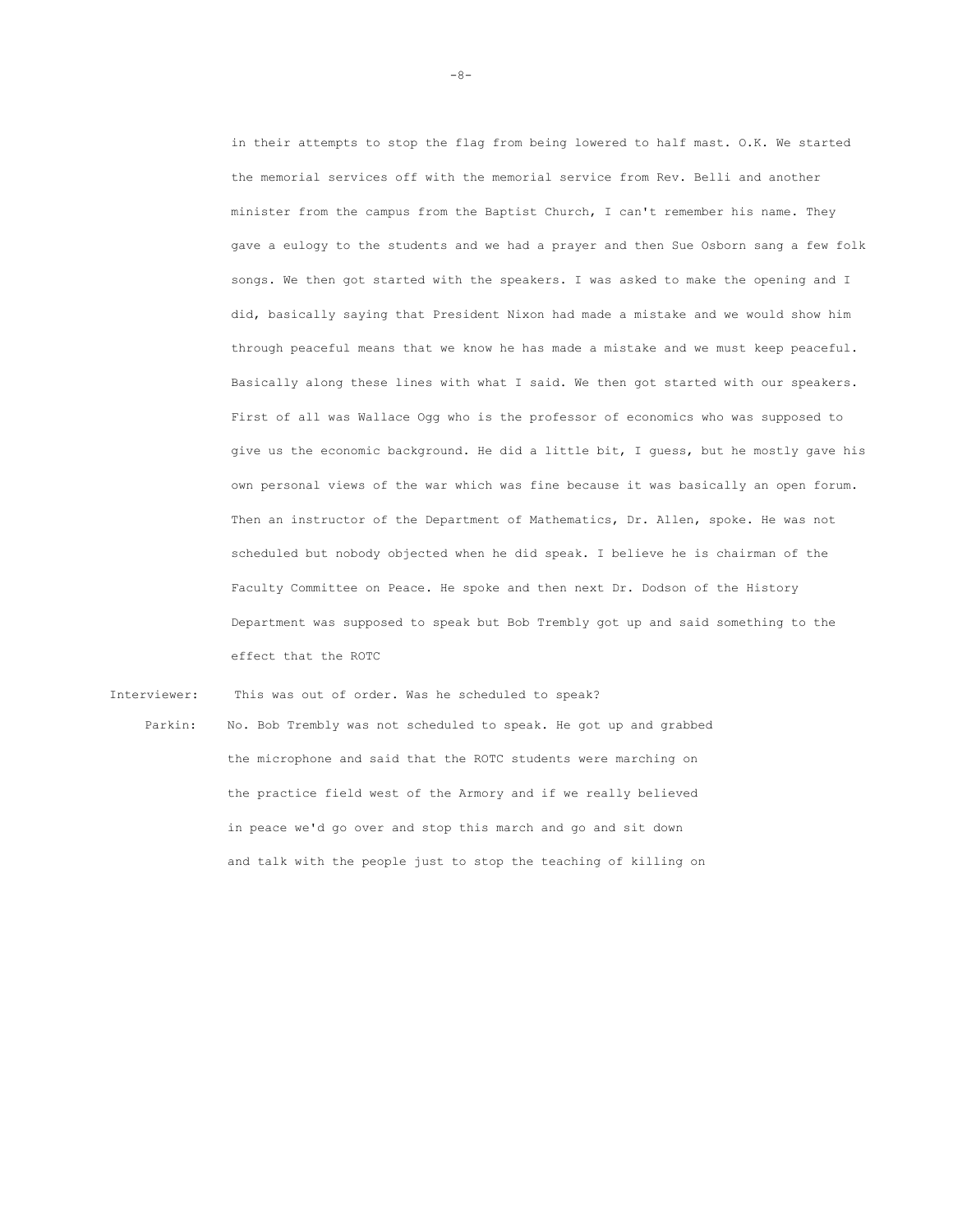in their attempts to stop the flag from being lowered to half mast. O.K. We started the memorial services off with the memorial service from Rev. Belli and another minister from the campus from the Baptist Church, I can't remember his name. They gave a eulogy to the students and we had a prayer and then Sue Osborn sang a few folk songs. We then got started with the speakers. I was asked to make the opening and I did, basically saying that President Nixon had made a mistake and we would show him through peaceful means that we know he has made a mistake and we must keep peaceful. Basically along these lines with what I said. We then got started with our speakers. First of all was Wallace Ogg who is the professor of economics who was supposed to give us the economic background. He did a little bit, I guess, but he mostly gave his own personal views of the war which was fine because it was basically an open forum. Then an instructor of the Department of Mathematics, Dr. Allen, spoke. He was not scheduled but nobody objected when he did speak. I believe he is chairman of the Faculty Committee on Peace. He spoke and then next Dr. Dodson of the History Department was supposed to speak but Bob Trembly got up and said something to the effect that the ROTC

Interviewer: This was out of order. Was he scheduled to speak?

Parkin: No. Bob Trembly was not scheduled to speak. He got up and grabbed the microphone and said that the ROTC students were marching on the practice field west of the Armory and if we really believed in peace we'd go over and stop this march and go and sit down and talk with the people just to stop the teaching of killing on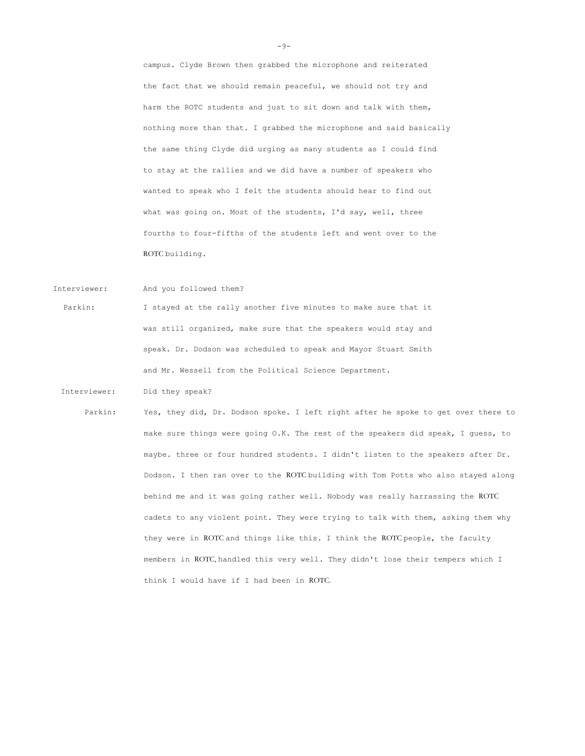campus. Clyde Brown then grabbed the microphone and reiterated the fact that we should remain peaceful, we should not try and harm the ROTC students and just to sit down and talk with them, nothing more than that. I grabbed the microphone and said basically the same thing Clyde did urging as many students as I could find to stay at the rallies and we did have a number of speakers who wanted to speak who I felt the students should hear to find out what was going on. Most of the students, I'd say, well, three fourths to four-fifths of the students left and went over to the ROTC building.

Interviewer: And you followed them?

Parkin: I stayed at the rally another five minutes to make sure that it was still organized, make sure that the speakers would stay and speak. Dr. Dodson was scheduled to speak and Mayor Stuart Smith and Mr. Wessell from the Political Science Department.

Interviewer: Did they speak?

Parkin: Yes, they did, Dr. Dodson spoke. I left right after he spoke to get over there to make sure things were going O.K. The rest of the speakers did speak, I guess, to maybe. three or four hundred students. I didn't listen to the speakers after Dr. Dodson. I then ran over to the ROTC building with Tom Potts who also stayed along behind me and it was going rather well. Nobody was really harrassing the ROTC cadets to any violent point. They were trying to talk with them, asking them why they were in ROTC and things like this. I think the ROTC people, the faculty members in ROTC, handled this very well. They didn't lose their tempers which I think I would have if I had been in ROTC.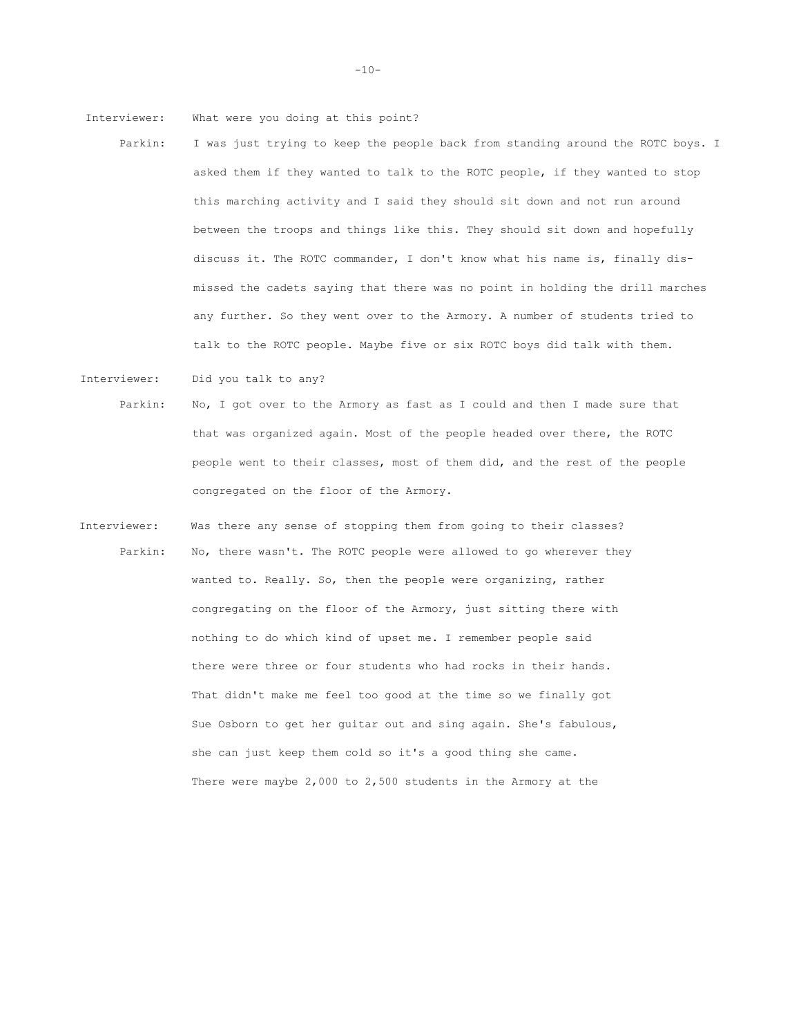Interviewer: What were you doing at this point?

Parkin: I was just trying to keep the people back from standing around the ROTC boys. I asked them if they wanted to talk to the ROTC people, if they wanted to stop this marching activity and I said they should sit down and not run around between the troops and things like this. They should sit down and hopefully discuss it. The ROTC commander, I don't know what his name is, finally dismissed the cadets saying that there was no point in holding the drill marches any further. So they went over to the Armory. A number of students tried to talk to the ROTC people. Maybe five or six ROTC boys did talk with them.

Interviewer: Did you talk to any?

Parkin: No, I got over to the Armory as fast as I could and then I made sure that that was organized again. Most of the people headed over there, the ROTC people went to their classes, most of them did, and the rest of the people congregated on the floor of the Armory.

Interviewer: Was there any sense of stopping them from going to their classes?

Parkin: No, there wasn't. The ROTC people were allowed to go wherever they wanted to. Really. So, then the people were organizing, rather congregating on the floor of the Armory, just sitting there with nothing to do which kind of upset me. I remember people said there were three or four students who had rocks in their hands. That didn't make me feel too good at the time so we finally got Sue Osborn to get her guitar out and sing again. She's fabulous, she can just keep them cold so it's a good thing she came. There were maybe 2,000 to 2,500 students in the Armory at the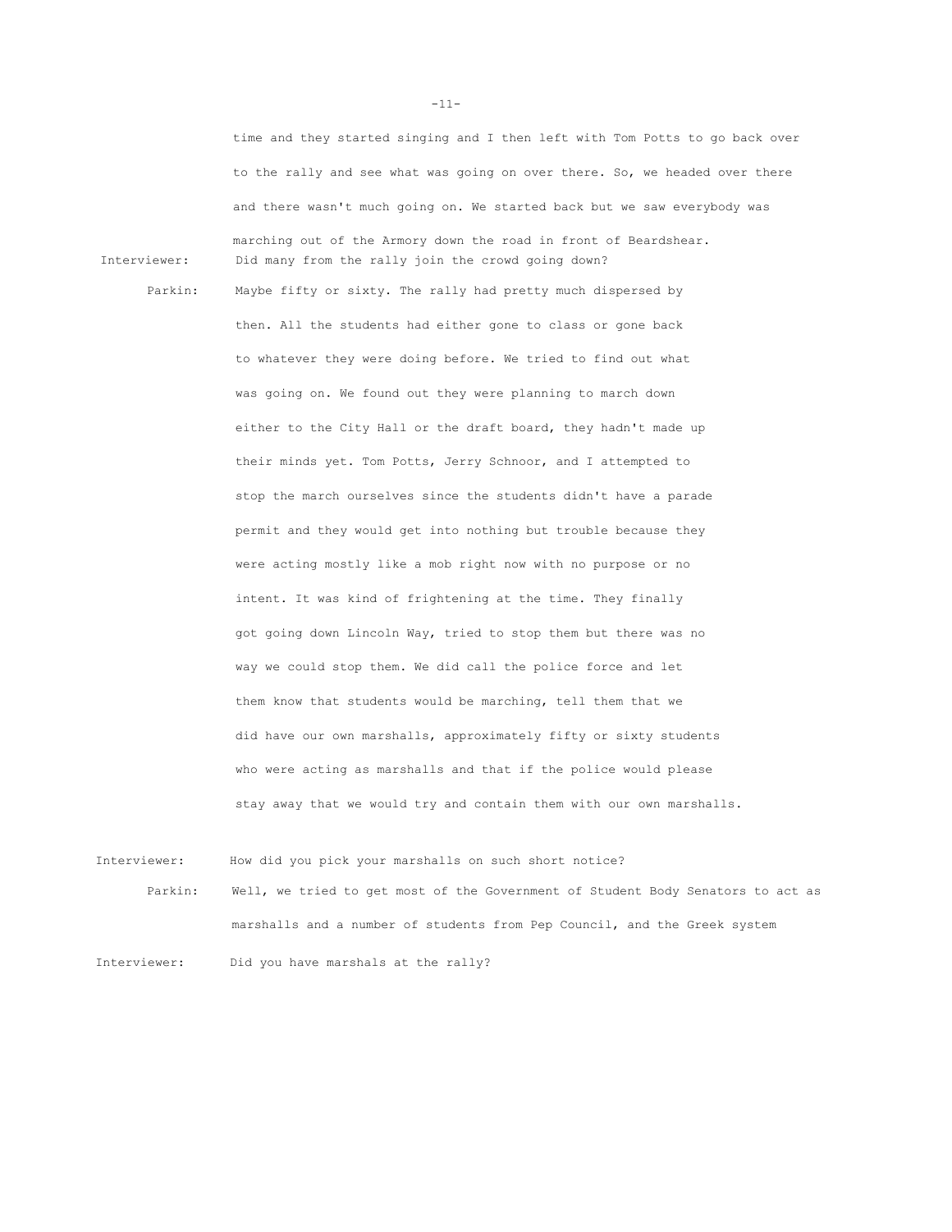time and they started singing and I then left with Tom Potts to go back over to the rally and see what was going on over there. So, we headed over there and there wasn't much going on. We started back but we saw everybody was marching out of the Armory down the road in front of Beardshear.

Interviewer: Did many from the rally join the crowd going down?

Parkin: Maybe fifty or sixty. The rally had pretty much dispersed by then. All the students had either gone to class or gone back to whatever they were doing before. We tried to find out what was going on. We found out they were planning to march down either to the City Hall or the draft board, they hadn't made up their minds yet. Tom Potts, Jerry Schnoor, and I attempted to stop the march ourselves since the students didn't have a parade permit and they would get into nothing but trouble because they were acting mostly like a mob right now with no purpose or no intent. It was kind of frightening at the time. They finally got going down Lincoln Way, tried to stop them but there was no way we could stop them. We did call the police force and let them know that students would be marching, tell them that we did have our own marshalls, approximately fifty or sixty students who were acting as marshalls and that if the police would please stay away that we would try and contain them with our own marshalls.

Interviewer: How did you pick your marshalls on such short notice?

Parkin: Well, we tried to get most of the Government of Student Body Senators to act as marshalls and a number of students from Pep Council, and the Greek system

Interviewer: Did you have marshals at the rally?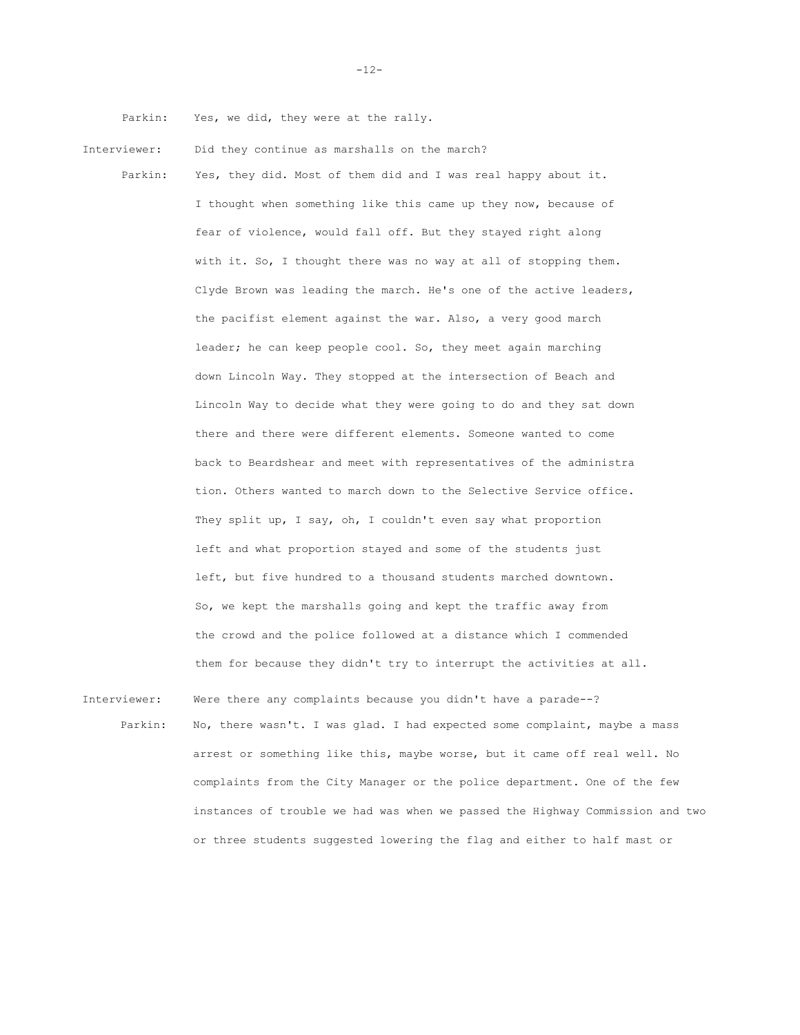Parkin: Yes, we did, they were at the rally.

Interviewer: Did they continue as marshalls on the march?

Parkin: Yes, they did. Most of them did and I was real happy about it. I thought when something like this came up they now, because of fear of violence, would fall off. But they stayed right along with it. So, I thought there was no way at all of stopping them. Clyde Brown was leading the march. He's one of the active leaders, the pacifist element against the war. Also, a very good march leader; he can keep people cool. So, they meet again marching down Lincoln Way. They stopped at the intersection of Beach and Lincoln Way to decide what they were going to do and they sat down there and there were different elements. Someone wanted to come back to Beardshear and meet with representatives of the administration. Others wanted to march down to the Selective Service office. They split up, I say, oh, I couldn't even say what proportion left and what proportion stayed and some of the students just left, but five hundred to a thousand students marched downtown. So, we kept the marshalls going and kept the traffic away from the crowd and the police followed at a distance which I commended them for because they didn't try to interrupt the activities at all.

Interviewer: Were there any complaints because you didn't have a parade--?

Parkin: No, there wasn't. I was glad. I had expected some complaint, maybe a mass arrest or something like this, maybe worse, but it came off real well. No complaints from the City Manager or the police department. One of the few instances of trouble we had was when we passed the Highway Commission and two or three students suggested lowering the flag and either to half mast or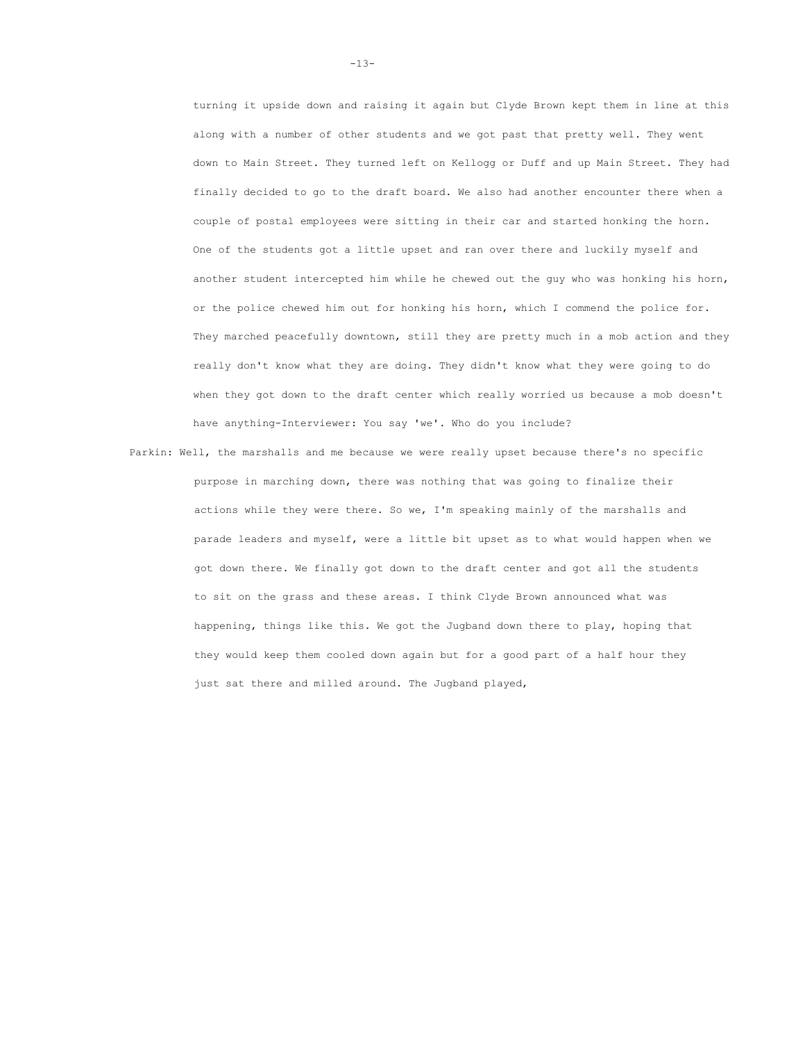turning it upside down and raising it again but Clyde Brown kept them in line at this along with a number of other students and we got past that pretty well. They went down to Main Street. They turned left on Kellogg or Duff and up Main Street. They had finally decided to go to the draft board. We also had another encounter there when a couple of postal employees were sitting in their car and started honking the horn. One of the students got a little upset and ran over there and luckily myself and another student intercepted him while he chewed out the guy who was honking his horn, or the police chewed him out for honking his horn, which I commend the police for. They marched peacefully downtown, still they are pretty much in a mob action and they really don't know what they are doing. They didn't know what they were going to do when they got down to the draft center which really worried us because a mob doesn't have anything-Interviewer: You say 'we'. Who do you include?

Parkin: Well, the marshalls and me because we were really upset because there's no specific purpose in marching down, there was nothing that was going to finalize their actions while they were there. So we, I'm speaking mainly of the marshalls and parade leaders and myself, were a little bit upset as to what would happen when we got down there. We finally got down to the draft center and got all the students to sit on the grass and these areas. I think Clyde Brown announced what was happening, things like this. We got the Jugband down there to play, hoping that they would keep them cooled down again but for a good part of a half hour they just sat there and milled around. The Jugband played,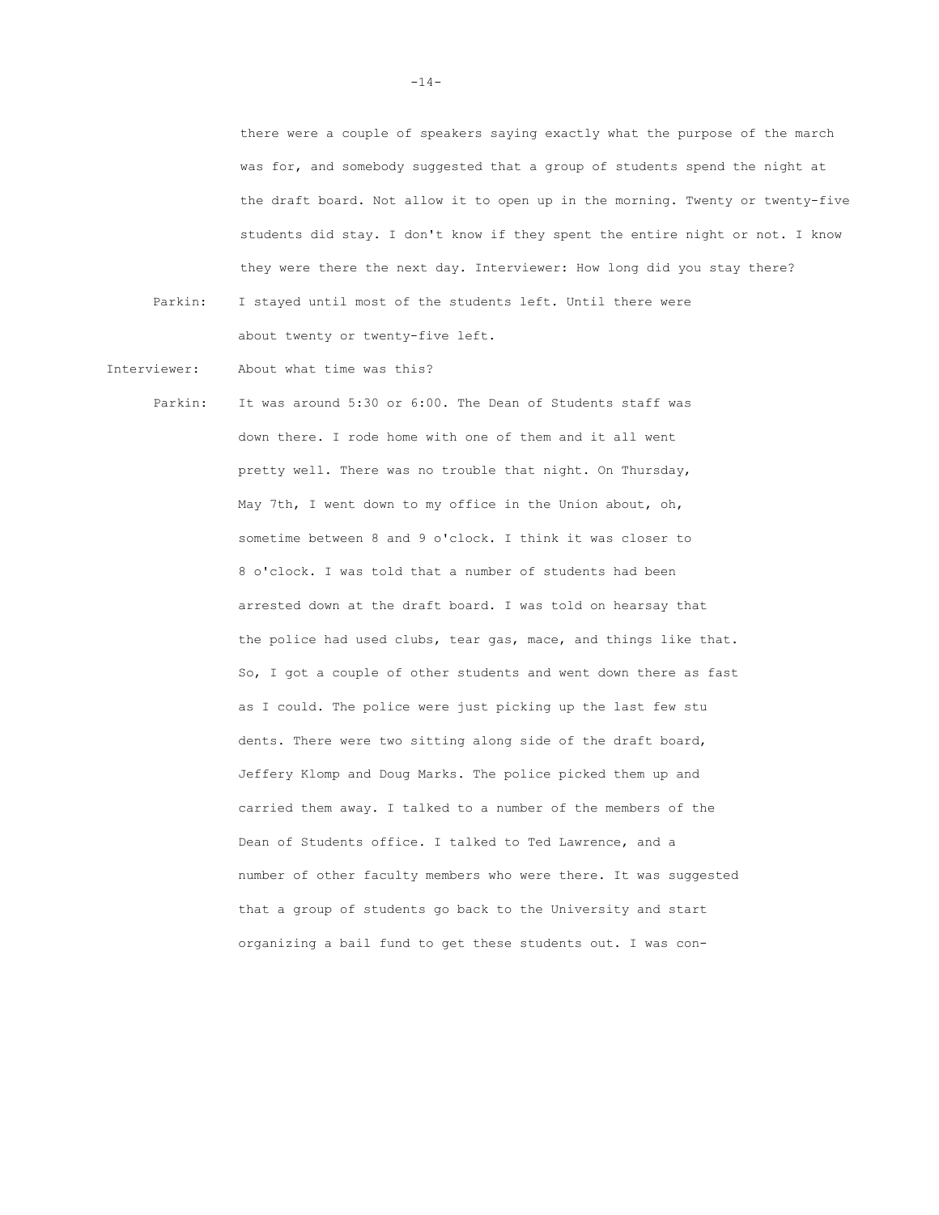there were a couple of speakers saying exactly what the purpose of the march was for, and somebody suggested that a group of students spend the night at the draft board. Not allow it to open up in the morning. Twenty or twenty-five students did stay. I don't know if they spent the entire night or not. I know they were there the next day. Interviewer: How long did you stay there?

Parkin: I stayed until most of the students left. Until there were about twenty or twenty-five left.

Interviewer: About what time was this?

Parkin: It was around 5:30 or 6:00. The Dean of Students staff was down there. I rode home with one of them and it all went pretty well. There was no trouble that night. On Thursday, May 7th, I went down to my office in the Union about, oh, sometime between 8 and 9 o'clock. I think it was closer to 8 o'clock. I was told that a number of students had been arrested down at the draft board. I was told on hearsay that the police had used clubs, tear gas, mace, and things like that. So, I got a couple of other students and went down there as fast as I could. The police were just picking up the last few students. There were two sitting along side of the draft board, Jeffery Klomp and Doug Marks. The police picked them up and carried them away. I talked to a number of the members of the Dean of Students office. I talked to Ted Lawrence, and a number of other faculty members who were there. It was suggested that a group of students go back to the University and start organizing a bail fund to get these students out. I was con-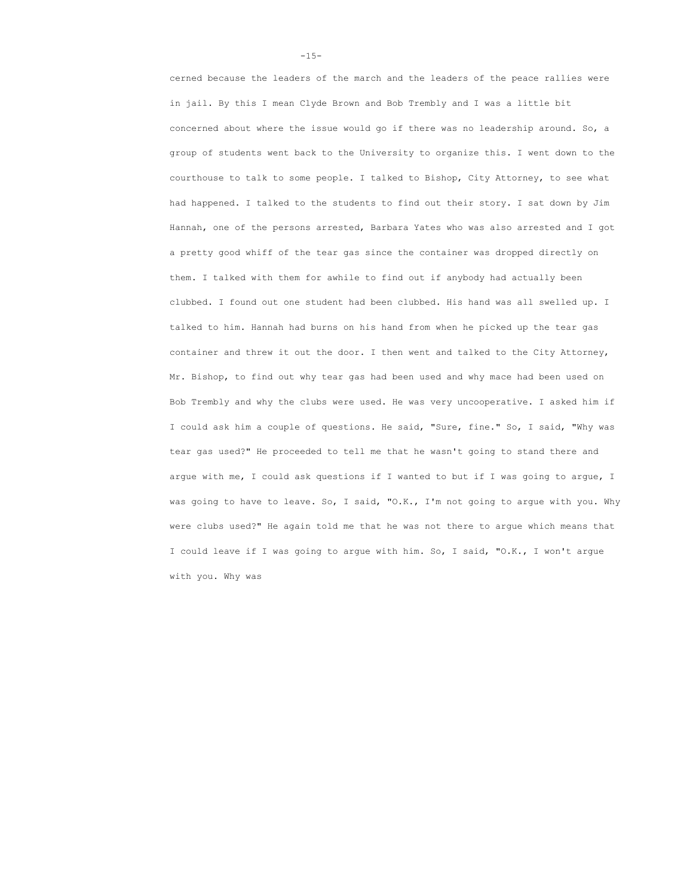cerned because the leaders of the march and the leaders of the peace rallies were in jail. By this I mean Clyde Brown and Bob Trembly and I was a little bit concerned about where the issue would go if there was no leadership around. So, a group of students went back to the University to organize this. I went down to the courthouse to talk to some people. I talked to Bishop, City Attorney, to see what had happened. I talked to the students to find out their story. I sat down by Jim Hannah, one of the persons arrested, Barbara Yates who was also arrested and I got a pretty good whiff of the tear gas since the container was dropped directly on them. I talked with them for awhile to find out if anybody had actually been clubbed. I found out one student had been clubbed. His hand was all swelled up. I talked to him. Hannah had burns on his hand from when he picked up the tear gas container and threw it out the door. I then went and talked to the City Attorney, Mr. Bishop, to find out why tear gas had been used and why mace had been used on Bob Trembly and why the clubs were used. He was very uncooperative. I asked him if I could ask him a couple of questions. He said, "Sure, fine." So, I said, "Why was tear gas used?" He proceeded to tell me that he wasn't going to stand there and argue with me, I could ask questions if I wanted to but if I was going to argue, I was going to have to leave. So, I said, "O.K., I'm not going to argue with you. Why were clubs used?" He again told me that he was not there to argue which means that I could leave if I was going to argue with him. So, I said, "O.K., I won't argue with you. Why was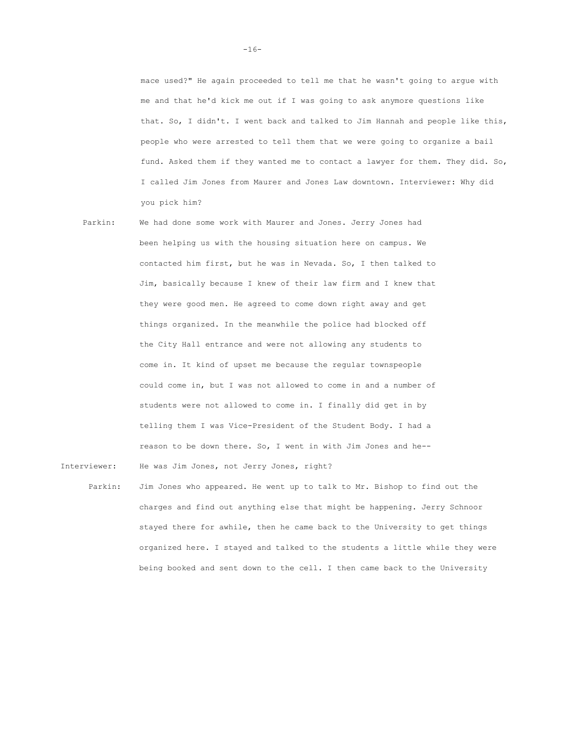mace used?" He again proceeded to tell me that he wasn't going to argue with me and that he'd kick me out if I was going to ask anymore questions like that. So, I didn't. I went back and talked to Jim Hannah and people like this, people who were arrested to tell them that we were going to organize a bail fund. Asked them if they wanted me to contact a lawyer for them. They did. So, I called Jim Jones from Maurer and Jones Law downtown. Interviewer: Why did you pick him?

Parkin: We had done some work with Maurer and Jones. Jerry Jones had been helping us with the housing situation here on campus. We contacted him first, but he was in Nevada. So, I then talked to Jim, basically because I knew of their law firm and I knew that they were good men. He agreed to come down right away and get things organized. In the meanwhile the police had blocked off the City Hall entrance and were not allowing any students to come in. It kind of upset me because the regular townspeople could come in, but I was not allowed to come in and a number of students were not allowed to come in. I finally did get in by telling them I was Vice-President of the Student Body. I had a reason to be down there. So, I went in with Jim Jones and he--

Interviewer: He was Jim Jones, not Jerry Jones, right?

Parkin: Jim Jones who appeared. He went up to talk to Mr. Bishop to find out the charges and find out anything else that might be happening. Jerry Schnoor stayed there for awhile, then he came back to the University to get things organized here. I stayed and talked to the students a little while they were being booked and sent down to the cell. I then came back to the University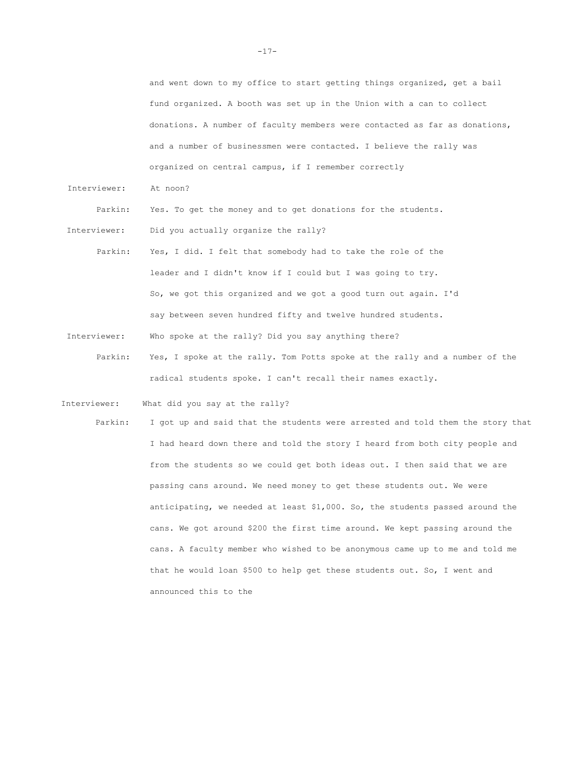and went down to my office to start getting things organized, get a bail fund organized. A booth was set up in the Union with a can to collect donations. A number of faculty members were contacted as far as donations, and a number of businessmen were contacted. I believe the rally was organized on central campus, if I remember correctly

Interviewer: At noon?

Parkin: Yes. To get the money and to get donations for the students.

Interviewer: Did you actually organize the rally?

Parkin: Yes, I did. I felt that somebody had to take the role of the leader and I didn't know if I could but I was going to try. So, we got this organized and we got a good turn out again. I'd say between seven hundred fifty and twelve hundred students.

Interviewer: Who spoke at the rally? Did you say anything there?

Parkin: Yes, I spoke at the rally. Tom Potts spoke at the rally and a number of the radical students spoke. I can't recall their names exactly.

Interviewer: What did you say at the rally?

Parkin: I got up and said that the students were arrested and told them the story that I had heard down there and told the story I heard from both city people and from the students so we could get both ideas out. I then said that we are passing cans around. We need money to get these students out. We were anticipating, we needed at least $1,000. So, the students passed around the cans. We got around $200 the first time around. We kept passing around the cans. A faculty member who wished to be anonymous came up to me and told me that he would loan $500 to help get these students out. So, I went and announced this to the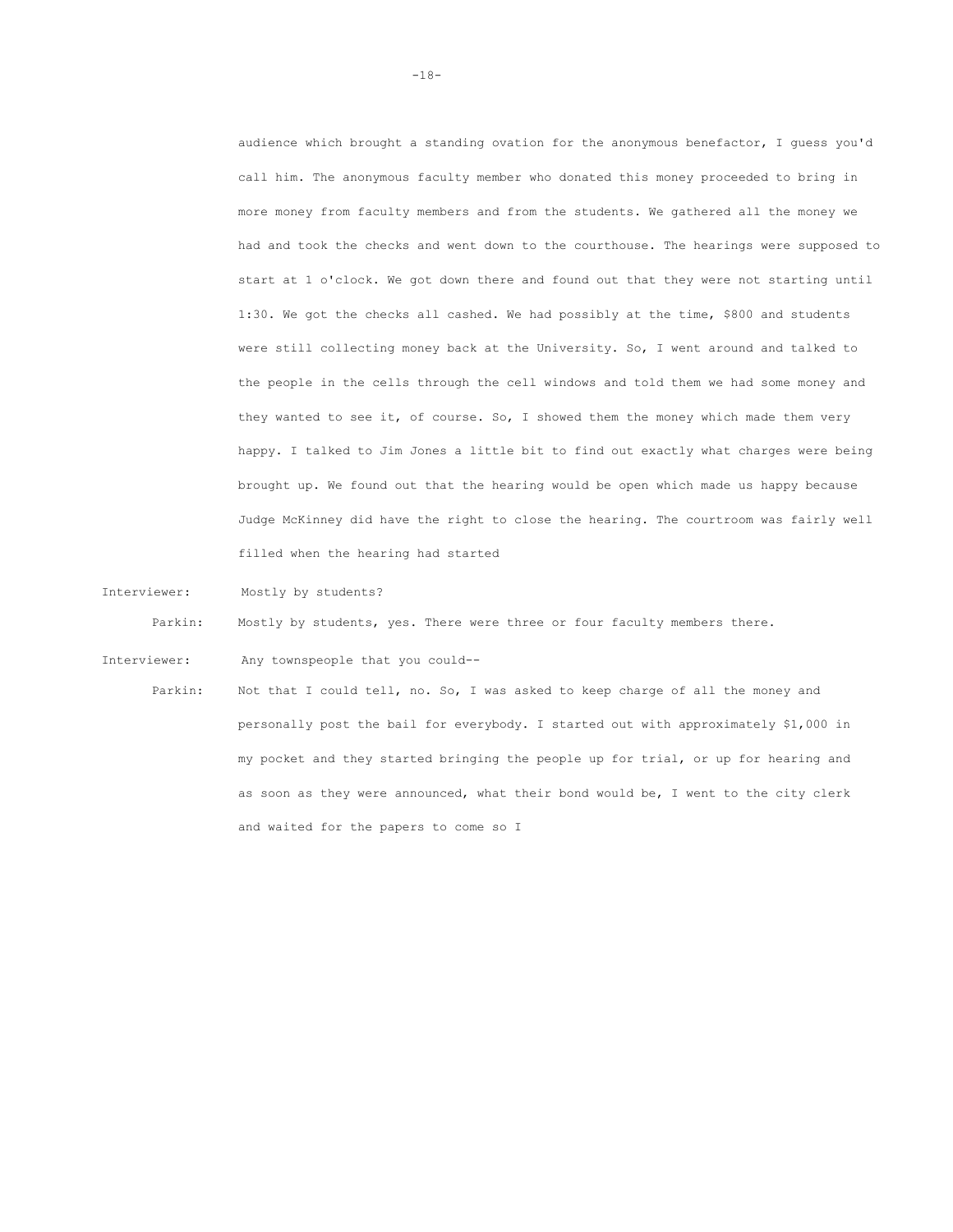audience which brought a standing ovation for the anonymous benefactor, I guess you'd call him. The anonymous faculty member who donated this money proceeded to bring in more money from faculty members and from the students. We gathered all the money we had and took the checks and went down to the courthouse. The hearings were supposed to start at 1 o'clock. We got down there and found out that they were not starting until 1:30. We got the checks all cashed. We had possibly at the time, $800 and students were still collecting money back at the University. So, I went around and talked to the people in the cells through the cell windows and told them we had some money and they wanted to see it, of course. So, I showed them the money which made them very happy. I talked to Jim Jones a little bit to find out exactly what charges were being brought up. We found out that the hearing would be open which made us happy because Judge McKinney did have the right to close the hearing. The courtroom was fairly well filled when the hearing had started

Interviewer: Mostly by students?

Parkin: Mostly by students, yes. There were three or four faculty members there.

Interviewer: Any townspeople that you could--

Parkin: Not that I could tell, no. So, I was asked to keep charge of all the money and personally post the bail for everybody. I started out with approximately $1,000 in my pocket and they started bringing the people up for trial, or up for hearing and as soon as they were announced, what their bond would be, I went to the city clerk and waited for the papers to come so I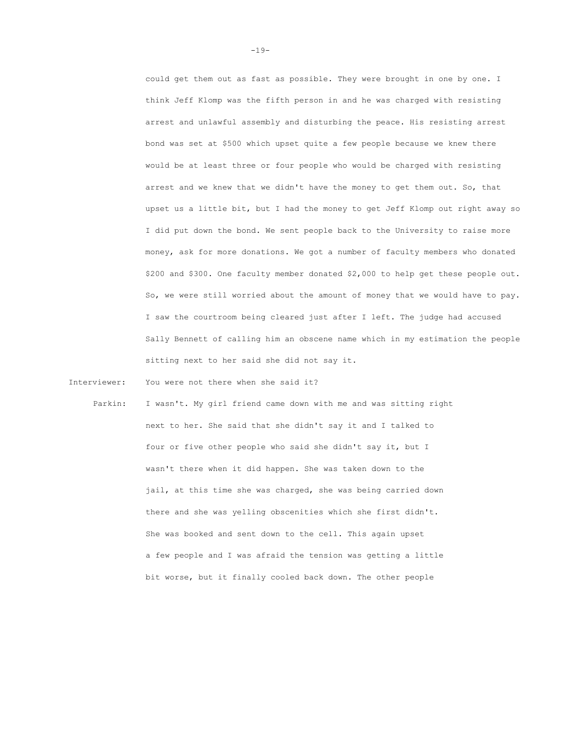could get them out as fast as possible. They were brought in one by one. I think Jeff Klomp was the fifth person in and he was charged with resisting arrest and unlawful assembly and disturbing the peace. His resisting arrest bond was set at $500 which upset quite a few people because we knew there would be at least three or four people who would be charged with resisting arrest and we knew that we didn't have the money to get them out. So, that upset us a little bit, but I had the money to get Jeff Klomp out right away so I did put down the bond. We sent people back to the University to raise more money, ask for more donations. We got a number of faculty members who donated $200 and $300. One faculty member donated $2,000 to help get these people out. So, we were still worried about the amount of money that we would have to pay. I saw the courtroom being cleared just after I left. The judge had accused Sally Bennett of calling him an obscene name which in my estimation the people sitting next to her said she did not say it.

Interviewer: You were not there when she said it?

Parkin: I wasn't. My girl friend came down with me and was sitting right next to her. She said that she didn't say it and I talked to four or five other people who said she didn't say it, but I wasn't there when it did happen. She was taken down to the jail, at this time she was charged, she was being carried down there and she was yelling obscenities which she first didn't. She was booked and sent down to the cell. This again upset a few people and I was afraid the tension was getting a little bit worse, but it finally cooled back down. The other people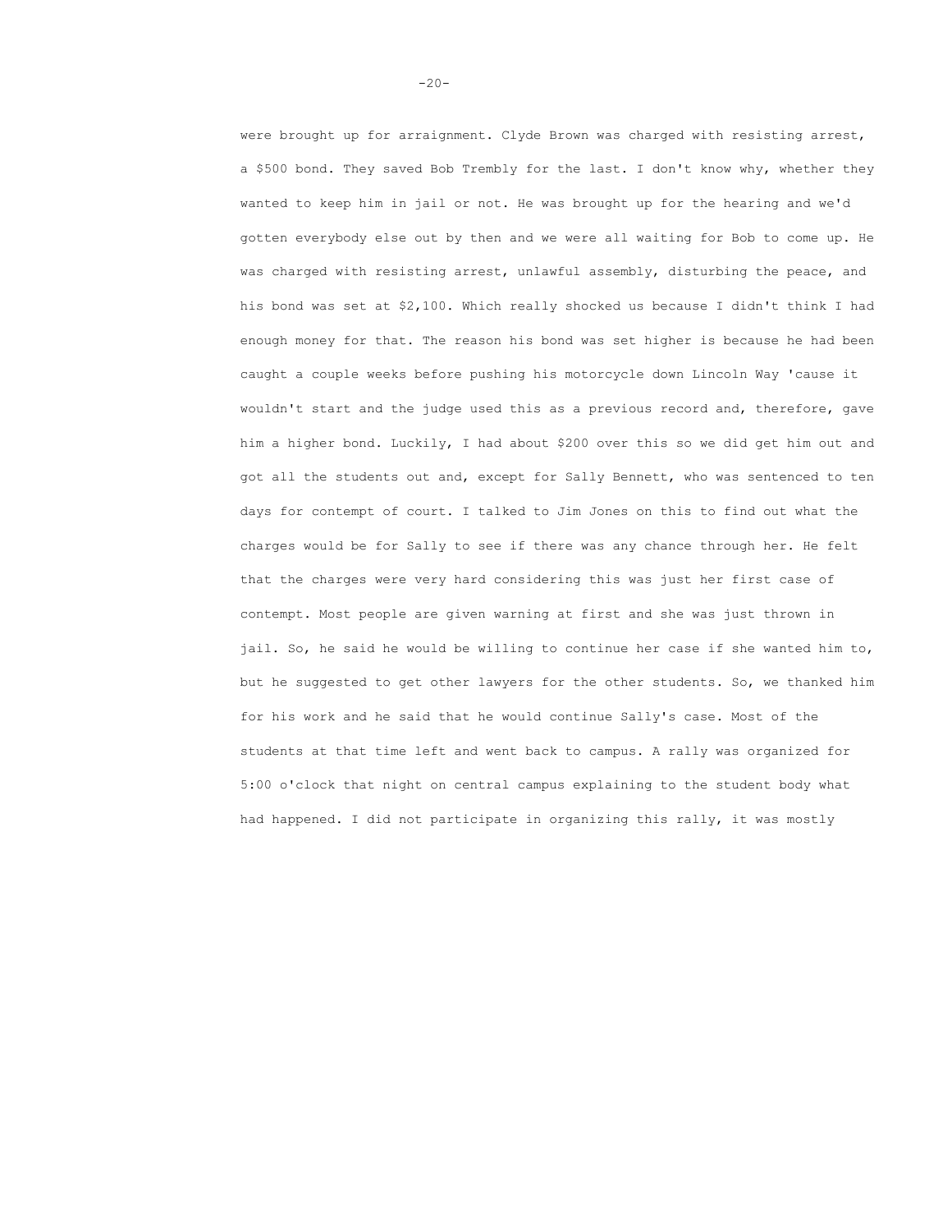were brought up for arraignment. Clyde Brown was charged with resisting arrest, a $500 bond. They saved Bob Trembly for the last. I don't know why, whether they wanted to keep him in jail or not. He was brought up for the hearing and we'd gotten everybody else out by then and we were all waiting for Bob to come up. He was charged with resisting arrest, unlawful assembly, disturbing the peace, and his bond was set at $2,100. Which really shocked us because I didn't think I had enough money for that. The reason his bond was set higher is because he had been caught a couple weeks before pushing his motorcycle down Lincoln Way 'cause it wouldn't start and the judge used this as a previous record and, therefore, gave him a higher bond. Luckily, I had about $200 over this so we did get him out and got all the students out and, except for Sally Bennett, who was sentenced to ten days for contempt of court. I talked to Jim Jones on this to find out what the charges would be for Sally to see if there was any chance through her. He felt that the charges were very hard considering this was just her first case of contempt. Most people are given warning at first and she was just thrown in jail. So, he said he would be willing to continue her case if she wanted him to, but he suggested to get other lawyers for the other students. So, we thanked him for his work and he said that he would continue Sally's case. Most of the students at that time left and went back to campus. A rally was organized for 5:00 o'clock that night on central campus explaining to the student body what had happened. I did not participate in organizing this rally, it was mostly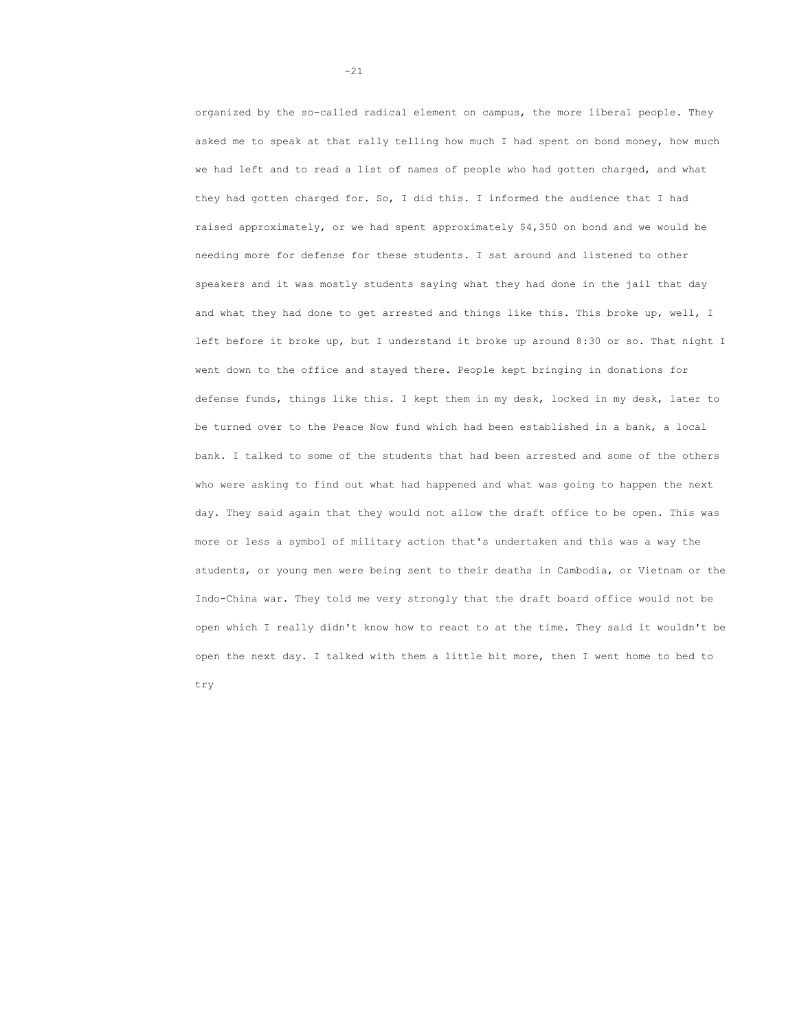organized by the so-called radical element on campus, the more liberal people. They asked me to speak at that rally telling how much I had spent on bond money, how much we had left and to read a list of names of people who had gotten charged, and what they had gotten charged for. So, I did this. I informed the audience that I had raised approximately, or we had spent approximately $4,350 on bond and we would be needing more for defense for these students. I sat around and listened to other speakers and it was mostly students saying what they had done in the jail that day and what they had done to get arrested and things like this. This broke up, well, I left before it broke up, but I understand it broke up around 8:30 or so. That night I went down to the office and stayed there. People kept bringing in donations for defense funds, things like this. I kept them in my desk, locked in my desk, later to be turned over to the Peace Now fund which had been established in a bank, a local bank. I talked to some of the students that had been arrested and some of the others who were asking to find out what had happened and what was going to happen the next day. They said again that they would not allow the draft office to be open. This was more or less a symbol of military action that's undertaken and this was a way the students, or young men were being sent to their deaths in Cambodia, or Vietnam or the Indo-China war. They told me very strongly that the draft board office would not be open which I really didn't know how to react to at the time. They said it wouldn't be open the next day. I talked with them a little bit more, then I went home to bed to try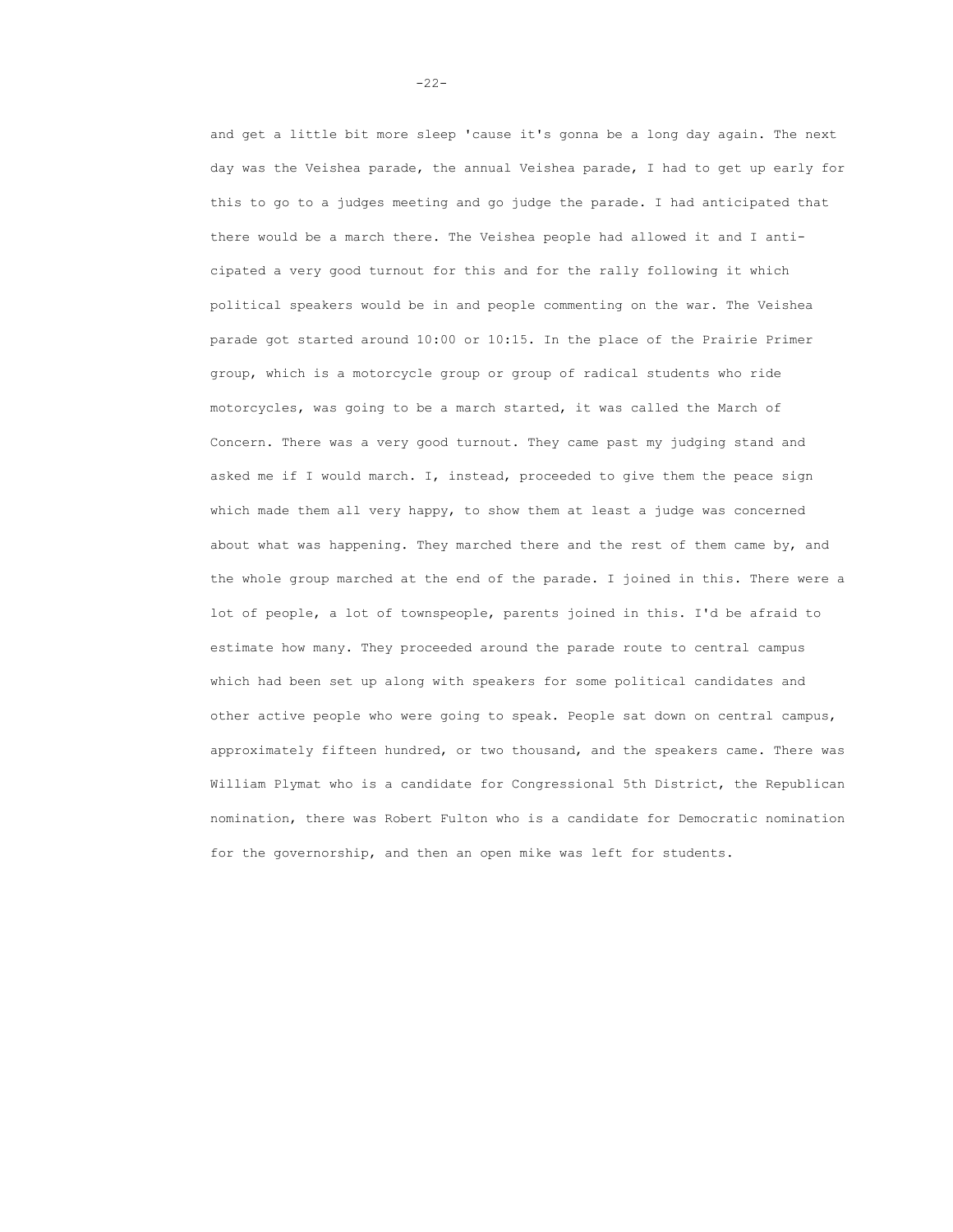and get a little bit more sleep 'cause it's gonna be a long day again. The next day was the Veishea parade, the annual Veishea parade, I had to get up early for this to go to a judges meeting and go judge the parade. I had anticipated that there would be a march there. The Veishea people had allowed it and I anticipated a very good turnout for this and for the rally following it which political speakers would be in and people commenting on the war. The Veishea parade got started around 10:00 or 10:15. In the place of the Prairie Primer group, which is a motorcycle group or group of radical students who ride motorcycles, was going to be a march started, it was called the March of Concern. There was a very good turnout. They came past my judging stand and asked me if I would march. I, instead, proceeded to give them the peace sign which made them all very happy, to show them at least a judge was concerned about what was happening. They marched there and the rest of them came by, and the whole group marched at the end of the parade. I joined in this. There were a lot of people, a lot of townspeople, parents joined in this. I'd be afraid to estimate how many. They proceeded around the parade route to central campus which had been set up along with speakers for some political candidates and other active people who were going to speak. People sat down on central campus, approximately fifteen hundred, or two thousand, and the speakers came. There was William Plymat who is a candidate for Congressional 5th District, the Republican nomination, there was Robert Fulton who is a candidate for Democratic nomination for the governorship, and then an open mike was left for students.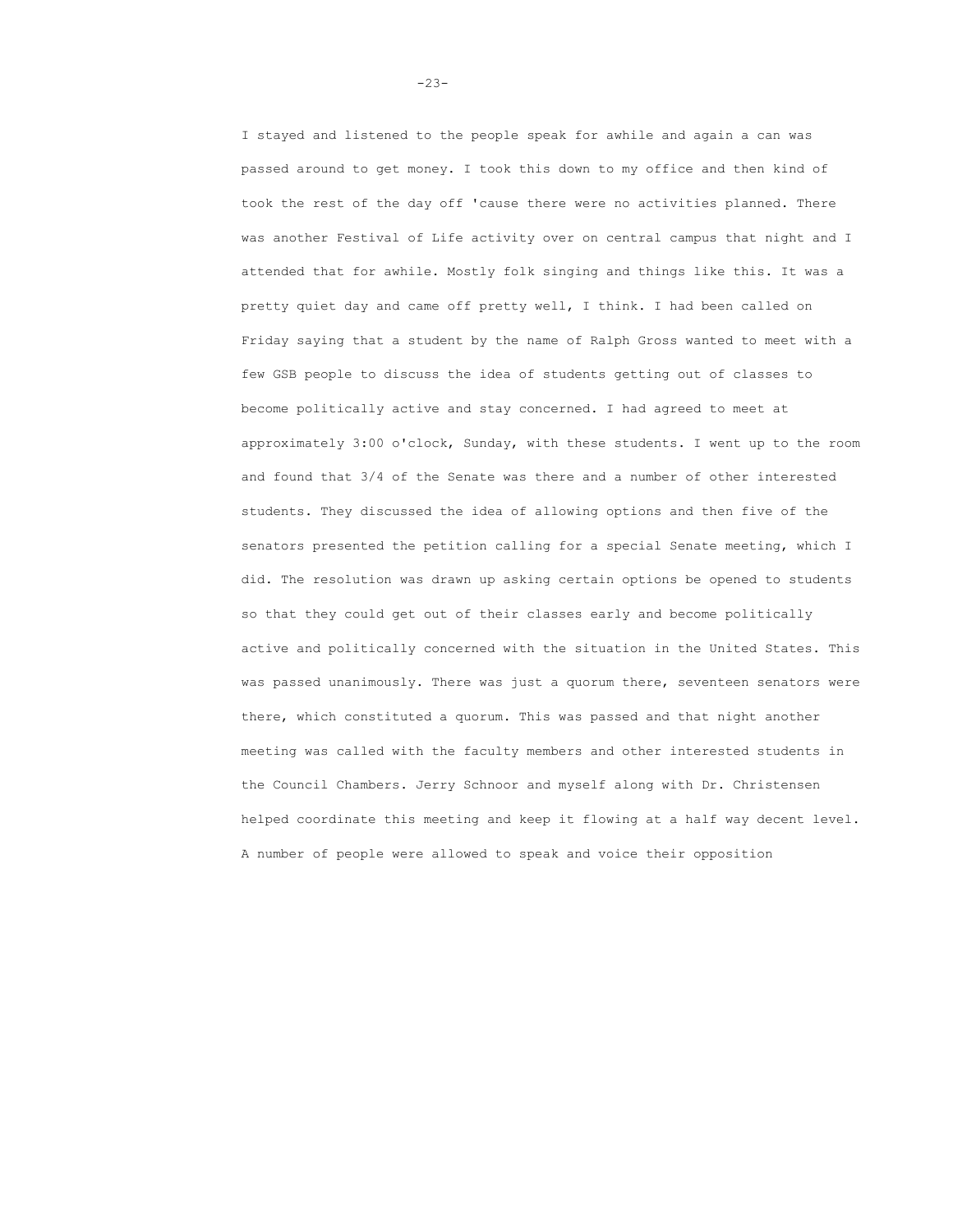I stayed and listened to the people speak for awhile and again a can was passed around to get money. I took this down to my office and then kind of took the rest of the day off 'cause there were no activities planned. There was another Festival of Life activity over on central campus that night and I attended that for awhile. Mostly folk singing and things like this. It was a pretty quiet day and came off pretty well, I think. I had been called on Friday saying that a student by the name of Ralph Gross wanted to meet with a few GSB people to discuss the idea of students getting out of classes to become politically active and stay concerned. I had agreed to meet at approximately 3:00 o'clock, Sunday, with these students. I went up to the room and found that 3/4 of the Senate was there and a number of other interested students. They discussed the idea of allowing options and then five of the senators presented the petition calling for a special Senate meeting, which I did. The resolution was drawn up asking certain options be opened to students so that they could get out of their classes early and become politically active and politically concerned with the situation in the United States. This was passed unanimously. There was just a quorum there, seventeen senators were there, which constituted a quorum. This was passed and that night another meeting was called with the faculty members and other interested students in the Council Chambers. Jerry Schnoor and myself along with Dr. Christensen helped coordinate this meeting and keep it flowing at a half way decent level. A number of people were allowed to speak and voice their opposition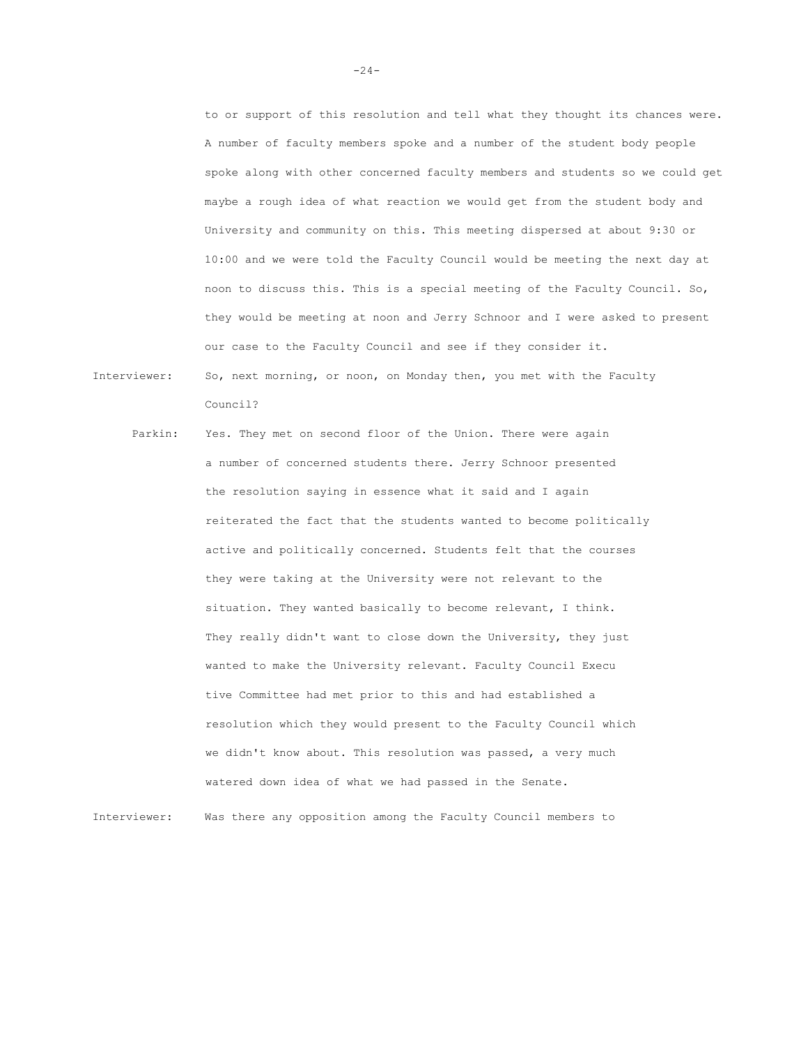to or support of this resolution and tell what they thought its chances were. A number of faculty members spoke and a number of the student body people spoke along with other concerned faculty members and students so we could get maybe a rough idea of what reaction we would get from the student body and University and community on this. This meeting dispersed at about 9:30 or 10:00 and we were told the Faculty Council would be meeting the next day at noon to discuss this. This is a special meeting of the Faculty Council. So, they would be meeting at noon and Jerry Schnoor and I were asked to present our case to the Faculty Council and see if they consider it.

Interviewer: So, next morning, or noon, on Monday then, you met with the Faculty Council?

Parkin: Yes. They met on second floor of the Union. There were again a number of concerned students there. Jerry Schnoor presented the resolution saying in essence what it said and I again reiterated the fact that the students wanted to become politically active and politically concerned. Students felt that the courses they were taking at the University were not relevant to the situation. They wanted basically to become relevant, I think. They really didn't want to close down the University, they just wanted to make the University relevant. Faculty Council Execu tive Committee had met prior to this and had established a resolution which they would present to the Faculty Council which we didn't know about. This resolution was passed, a very much watered down idea of what we had passed in the Senate.

Interviewer: Was there any opposition among the Faculty Council members to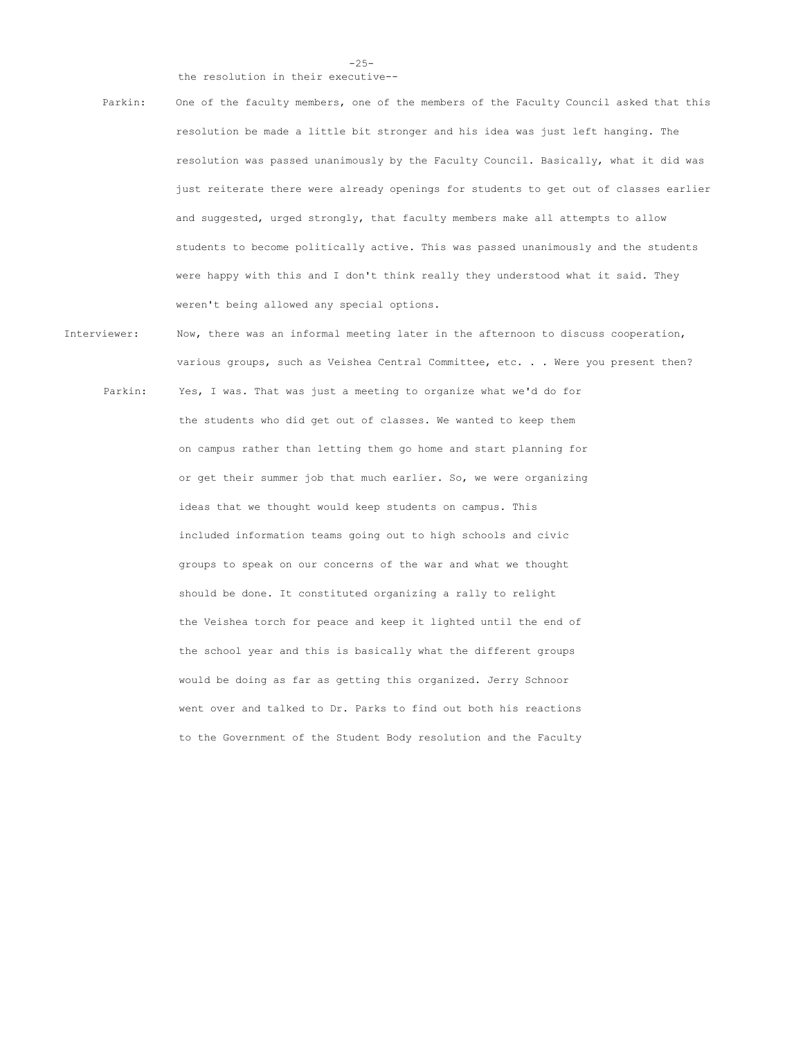the resolution in their executive--

Parkin: One of the faculty members, one of the members of the Faculty Council asked that this resolution be made a little bit stronger and his idea was just left hanging. The resolution was passed unanimously by the Faculty Council. Basically, what it did was just reiterate there were already openings for students to get out of classes earlier and suggested, urged strongly, that faculty members make all attempts to allow students to become politically active. This was passed unanimously and the students were happy with this and I don't think really they understood what it said. They weren't being allowed any special options.

Interviewer: Now, there was an informal meeting later in the afternoon to discuss cooperation, various groups, such as Veishea Central Committee, etc. . . Were you present then?

Parkin: Yes, I was. That was just a meeting to organize what we'd do for the students who did get out of classes. We wanted to keep them on campus rather than letting them go home and start planning for or get their summer job that much earlier. So, we were organizing ideas that we thought would keep students on campus. This included information teams going out to high schools and civic groups to speak on our concerns of the war and what we thought should be done. It constituted organizing a rally to relight the Veishea torch for peace and keep it lighted until the end of the school year and this is basically what the different groups would be doing as far as getting this organized. Jerry Schnoor went over and talked to Dr. Parks to find out both his reactions to the Government of the Student Body resolution and the Faculty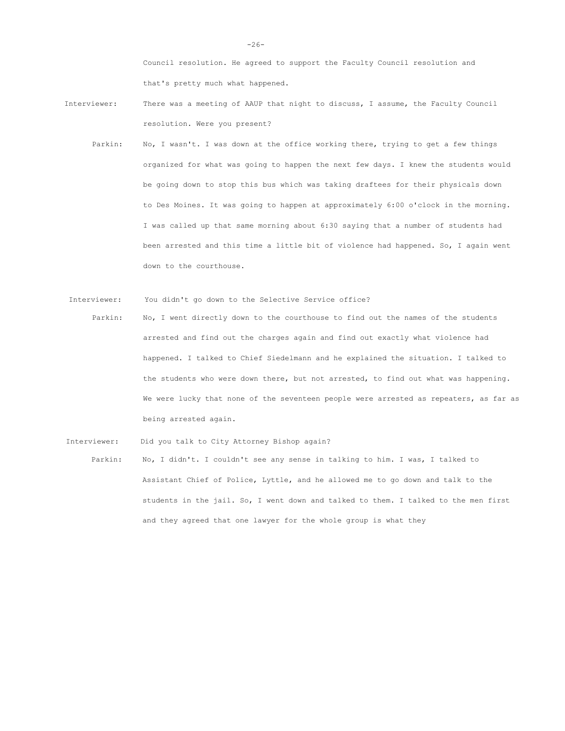Council resolution. He agreed to support the Faculty Council resolution and that's pretty much what happened.

Interviewer: There was a meeting of AAUP that night to discuss, I assume, the Faculty Council resolution. Were you present?

Parkin: No, I wasn't. I was down at the office working there, trying to get a few things organized for what was going to happen the next few days. I knew the students would be going down to stop this bus which was taking draftees for their physicals down to Des Moines. It was going to happen at approximately 6:00 o'clock in the morning. I was called up that same morning about 6:30 saying that a number of students had been arrested and this time a little bit of violence had happened. So, I again went down to the courthouse.

Interviewer: You didn't go down to the Selective Service office?

Parkin: No, I went directly down to the courthouse to find out the names of the students arrested and find out the charges again and find out exactly what violence had happened. I talked to Chief Siedelmann and he explained the situation. I talked to the students who were down there, but not arrested, to find out what was happening. We were lucky that none of the seventeen people were arrested as repeaters, as far as being arrested again.

Interviewer: Did you talk to City Attorney Bishop again?

Parkin: No, I didn't. I couldn't see any sense in talking to him. I was, I talked to Assistant Chief of Police, Lyttle, and he allowed me to go down and talk to the students in the jail. So, I went down and talked to them. I talked to the men first and they agreed that one lawyer for the whole group is what they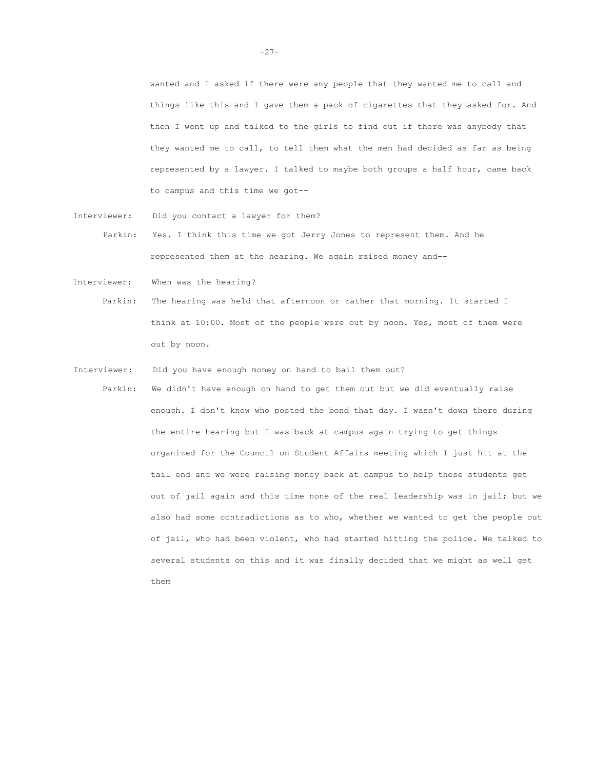wanted and I asked if there were any people that they wanted me to call and things like this and I gave them a pack of cigarettes that they asked for. And then I went up and talked to the girls to find out if there was anybody that they wanted me to call, to tell them what the men had decided as far as being represented by a lawyer. I talked to maybe both groups a half hour, came back to campus and this time we got--

Interviewer: Did you contact a lawyer for them?

Parkin: Yes. I think this time we got Jerry Jones to represent them. And he represented them at the hearing. We again raised money and--

Interviewer: When was the hearing?

Parkin: The hearing was held that afternoon or rather that morning. It started I think at 10:00. Most of the people were out by noon. Yes, most of them were out by noon.

Interviewer: Did you have enough money on hand to bail them out?

Parkin: We didn't have enough on hand to get them out but we did eventually raise enough. I don't know who posted the bond that day. I wasn't down there during the entire hearing but I was back at campus again trying to get things organized for the Council on Student Affairs meeting which I just hit at the tail end and we were raising money back at campus to help these students get out of jail again and this time none of the real leadership was in jail; but we also had some contradictions as to who, whether we wanted to get the people out of jail, who had been violent, who had started hitting the police. We talked to several students on this and it was finally decided that we might as well get them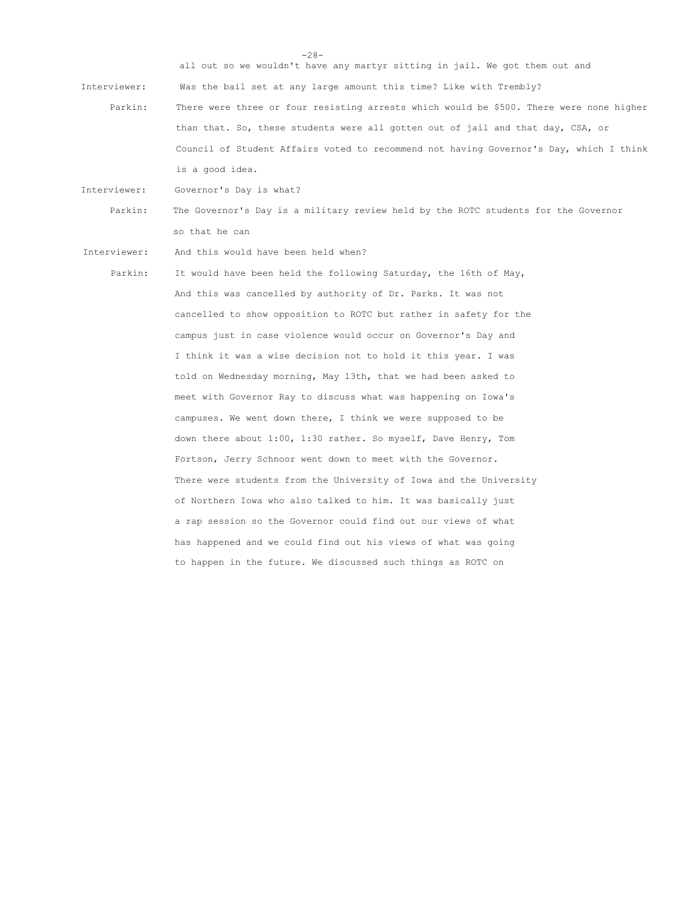all out so we wouldn't have any martyr sitting in jail. We got them out and

Interviewer: Was the bail set at any large amount this time? Like with Trembly?

Parkin: There were three or four resisting arrests which would be $500. There were none higher than that. So, these students were all gotten out of jail and that day, CSA, or Council of Student Affairs voted to recommend not having Governor's Day, which I think is a good idea.

Interviewer: Governor's Day is what?

Parkin: The Governor's Day is a military review held by the ROTC students for the Governor so that he can

Interviewer: And this would have been held when?

Parkin: It would have been held the following Saturday, the 16th of May, And this was cancelled by authority of Dr. Parks. It was not cancelled to show opposition to ROTC but rather in safety for the campus just in case violence would occur on Governor's Day and I think it was a wise decision not to hold it this year. I was told on Wednesday morning, May 13th, that we had been asked to meet with Governor Ray to discuss what was happening on Iowa's campuses. We went down there, I think we were supposed to be down there about 1:00, 1:30 rather. So myself, Dave Henry, Tom Fortson, Jerry Schnoor went down to meet with the Governor. There were students from the University of Iowa and the University of Northern Iowa who also talked to him. It was basically just a rap session so the Governor could find out our views of what has happened and we could find out his views of what was going to happen in the future. We discussed such things as ROTC on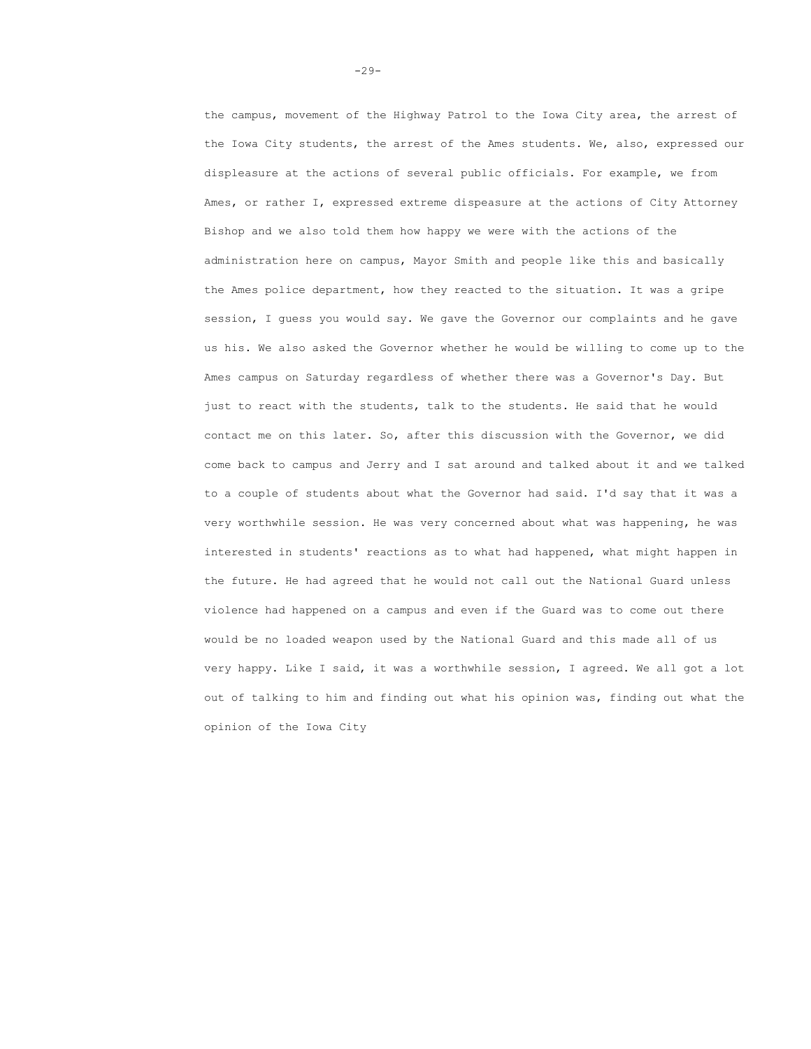the campus, movement of the Highway Patrol to the Iowa City area, the arrest of the Iowa City students, the arrest of the Ames students. We, also, expressed our displeasure at the actions of several public officials. For example, we from Ames, or rather I, expressed extreme dispeasure at the actions of City Attorney Bishop and we also told them how happy we were with the actions of the administration here on campus, Mayor Smith and people like this and basically the Ames police department, how they reacted to the situation. It was a gripe session, I guess you would say. We gave the Governor our complaints and he gave us his. We also asked the Governor whether he would be willing to come up to the Ames campus on Saturday regardless of whether there was a Governor's Day. But just to react with the students, talk to the students. He said that he would contact me on this later. So, after this discussion with the Governor, we did come back to campus and Jerry and I sat around and talked about it and we talked to a couple of students about what the Governor had said. I'd say that it was a very worthwhile session. He was very concerned about what was happening, he was interested in students' reactions as to what had happened, what might happen in the future. He had agreed that he would not call out the National Guard unless violence had happened on a campus and even if the Guard was to come out there would be no loaded weapon used by the National Guard and this made all of us very happy. Like I said, it was a worthwhile session, I agreed. We all got a lot out of talking to him and finding out what his opinion was, finding out what the opinion of the Iowa City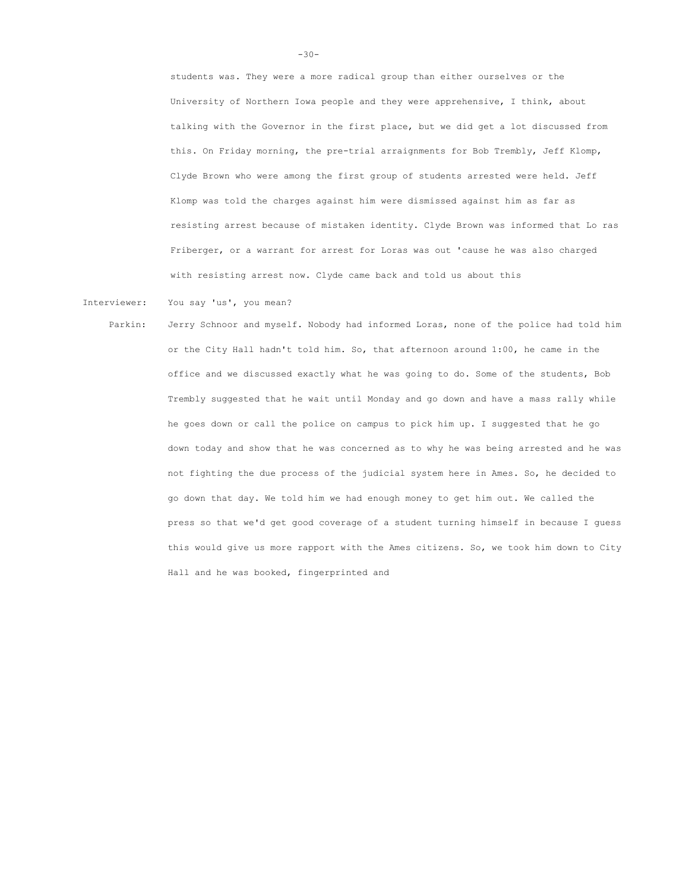students was. They were a more radical group than either ourselves or the University of Northern Iowa people and they were apprehensive, I think, about talking with the Governor in the first place, but we did get a lot discussed from this. On Friday morning, the pre-trial arraignments for Bob Trembly, Jeff Klomp, Clyde Brown who were among the first group of students arrested were held. Jeff Klomp was told the charges against him were dismissed against him as far as resisting arrest because of mistaken identity. Clyde Brown was informed that Lo ras Friberger, or a warrant for arrest for Loras was out 'cause he was also charged with resisting arrest now. Clyde came back and told us about this

Interviewer: You say 'us', you mean?

Parkin: Jerry Schnoor and myself. Nobody had informed Loras, none of the police had told him or the City Hall hadn't told him. So, that afternoon around 1:00, he came in the office and we discussed exactly what he was going to do. Some of the students, Bob Trembly suggested that he wait until Monday and go down and have a mass rally while he goes down or call the police on campus to pick him up. I suggested that he go down today and show that he was concerned as to why he was being arrested and he was not fighting the due process of the judicial system here in Ames. So, he decided to go down that day. We told him we had enough money to get him out. We called the press so that we'd get good coverage of a student turning himself in because I guess this would give us more rapport with the Ames citizens. So, we took him down to City Hall and he was booked, fingerprinted and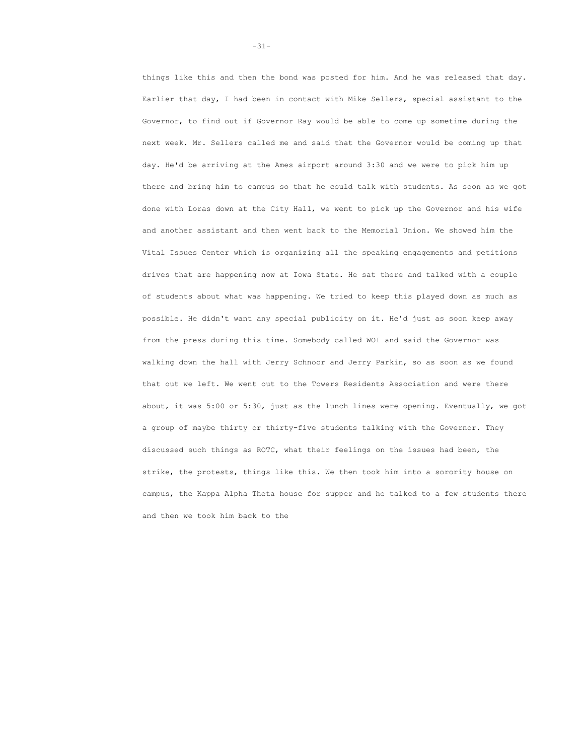things like this and then the bond was posted for him. And he was released that day. Earlier that day, I had been in contact with Mike Sellers, special assistant to the Governor, to find out if Governor Ray would be able to come up sometime during the next week. Mr. Sellers called me and said that the Governor would be coming up that day. He'd be arriving at the Ames airport around 3:30 and we were to pick him up there and bring him to campus so that he could talk with students. As soon as we got done with Loras down at the City Hall, we went to pick up the Governor and his wife and another assistant and then went back to the Memorial Union. We showed him the Vital Issues Center which is organizing all the speaking engagements and petitions drives that are happening now at Iowa State. He sat there and talked with a couple of students about what was happening. We tried to keep this played down as much as possible. He didn't want any special publicity on it. He'd just as soon keep away from the press during this time. Somebody called WOI and said the Governor was walking down the hall with Jerry Schnoor and Jerry Parkin, so as soon as we found that out we left. We went out to the Towers Residents Association and were there about, it was 5:00 or 5:30, just as the lunch lines were opening. Eventually, we got a group of maybe thirty or thirty-five students talking with the Governor. They discussed such things as ROTC, what their feelings on the issues had been, the strike, the protests, things like this. We then took him into a sorority house on campus, the Kappa Alpha Theta house for supper and he talked to a few students there and then we took him back to the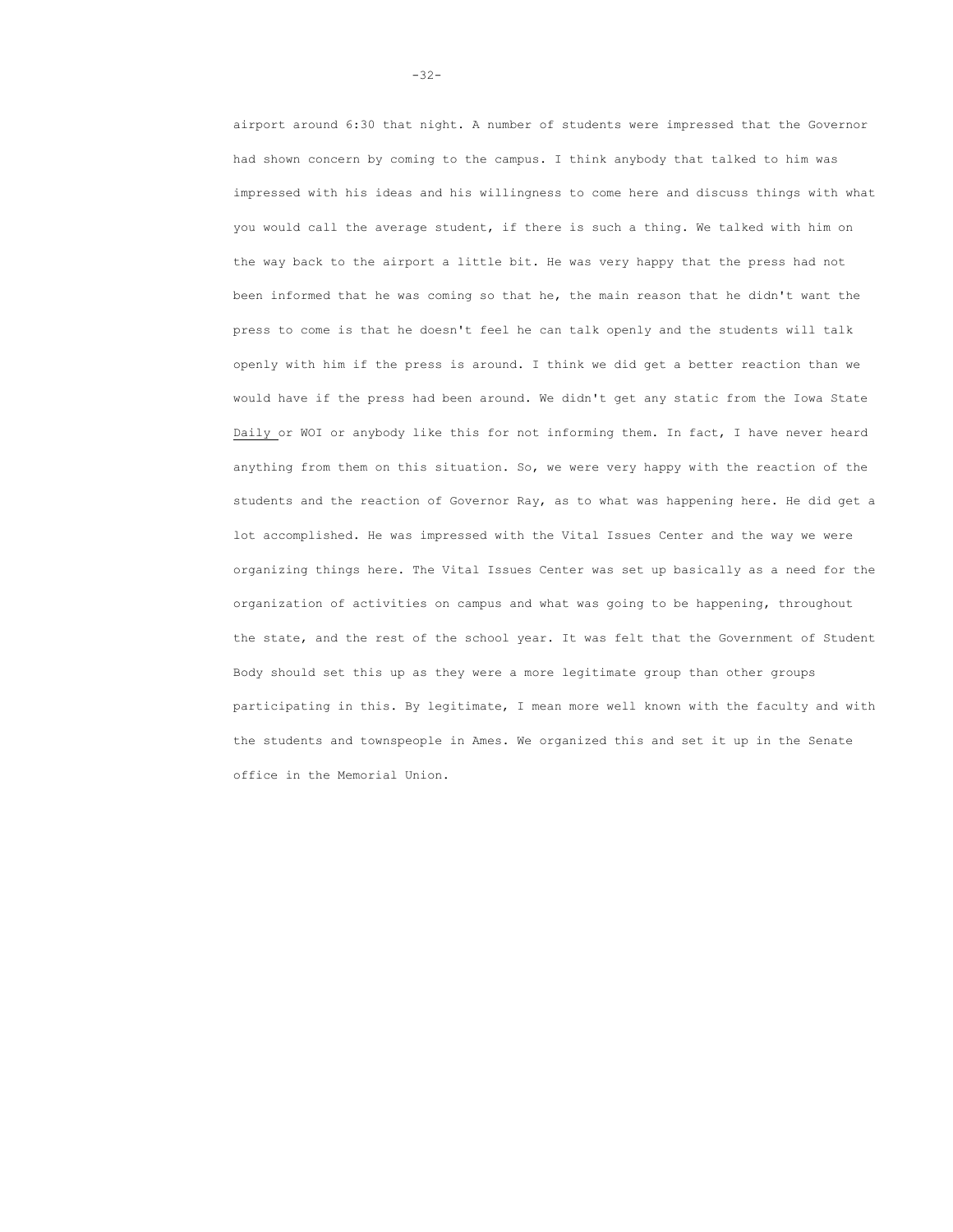airport around 6:30 that night. A number of students were impressed that the Governor had shown concern by coming to the campus. I think anybody that talked to him was impressed with his ideas and his willingness to come here and discuss things with what you would call the average student, if there is such a thing. We talked with him on the way back to the airport a little bit. He was very happy that the press had not been informed that he was coming so that he, the main reason that he didn't want the press to come is that he doesn't feel he can talk openly and the students will talk openly with him if the press is around. I think we did get a better reaction than we would have if the press had been around. We didn't get any static from the Iowa State Daily or WOI or anybody like this for not informing them. In fact, I have never heard anything from them on this situation. So, we were very happy with the reaction of the students and the reaction of Governor Ray, as to what was happening here. He did get a lot accomplished. He was impressed with the Vital Issues Center and the way we were organizing things here. The Vital Issues Center was set up basically as a need for the organization of activities on campus and what was going to be happening, throughout the state, and the rest of the school year. It was felt that the Government of Student Body should set this up as they were a more legitimate group than other groups participating in this. By legitimate, I mean more well known with the faculty and with the students and townspeople in Ames. We organized this and set it up in the Senate office in the Memorial Union.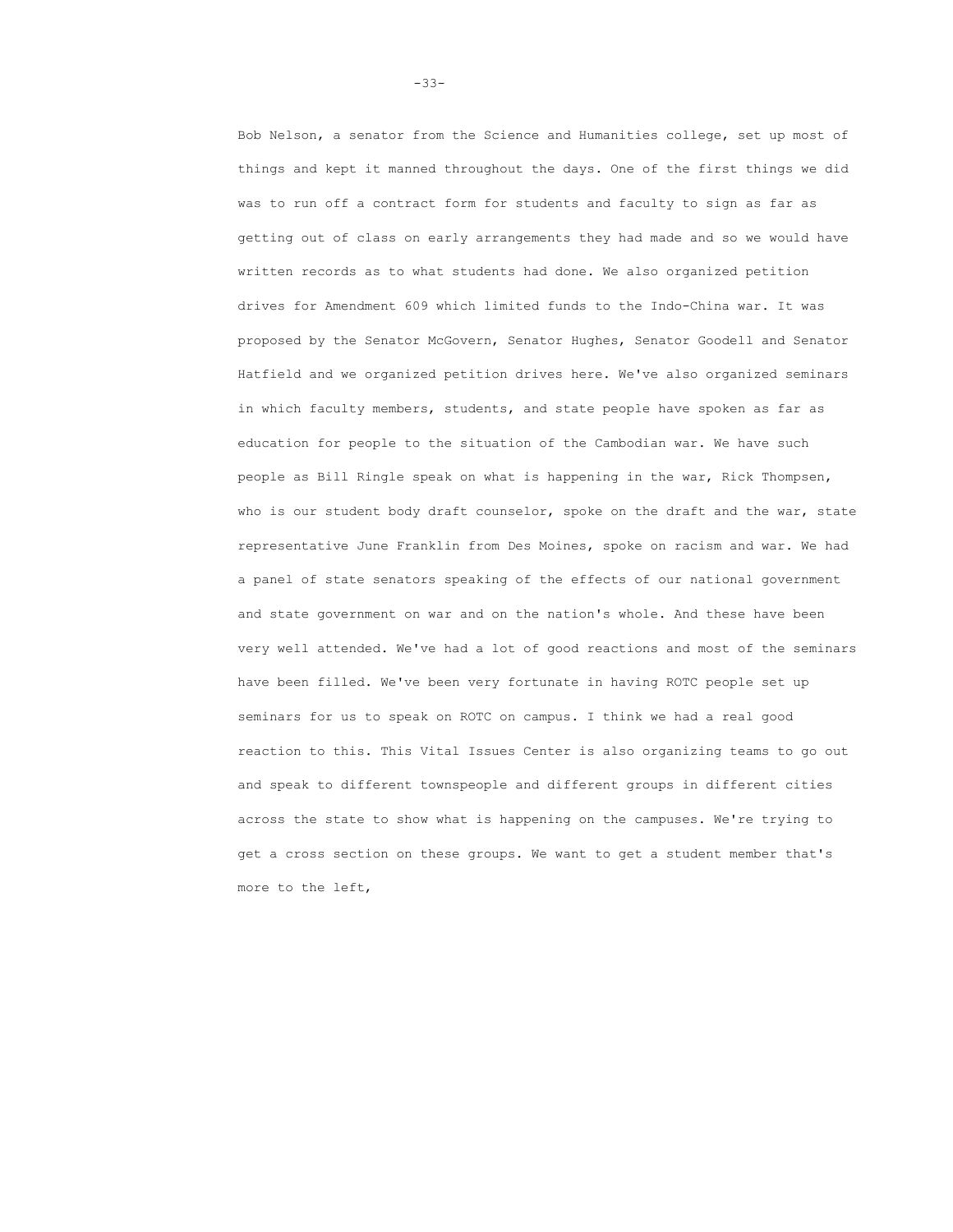Bob Nelson, a senator from the Science and Humanities college, set up most of things and kept it manned throughout the days. One of the first things we did was to run off a contract form for students and faculty to sign as far as getting out of class on early arrangements they had made and so we would have written records as to what students had done. We also organized petition drives for Amendment 609 which limited funds to the Indo-China war. It was proposed by the Senator McGovern, Senator Hughes, Senator Goodell and Senator Hatfield and we organized petition drives here. We've also organized seminars in which faculty members, students, and state people have spoken as far as education for people to the situation of the Cambodian war. We have such people as Bill Ringle speak on what is happening in the war, Rick Thompsen, who is our student body draft counselor, spoke on the draft and the war, state representative June Franklin from Des Moines, spoke on racism and war. We had a panel of state senators speaking of the effects of our national government and state government on war and on the nation's whole. And these have been very well attended. We've had a lot of good reactions and most of the seminars have been filled. We've been very fortunate in having ROTC people set up seminars for us to speak on ROTC on campus. I think we had a real good reaction to this. This Vital Issues Center is also organizing teams to go out and speak to different townspeople and different groups in different cities across the state to show what is happening on the campuses. We're trying to get a cross section on these groups. We want to get a student member that's more to the left,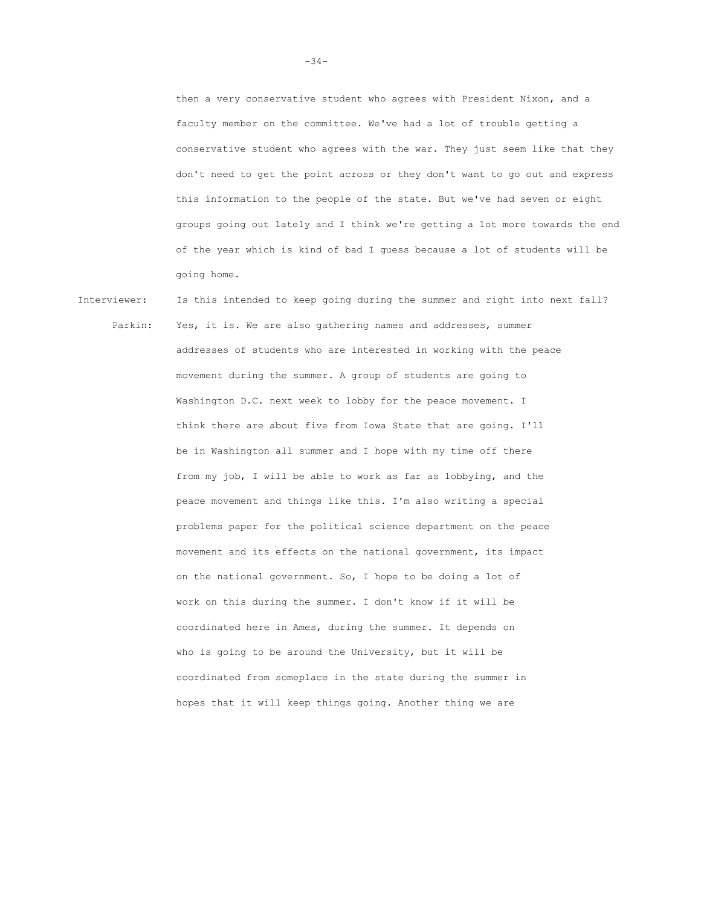then a very conservative student who agrees with President Nixon, and a faculty member on the committee. We've had a lot of trouble getting a conservative student who agrees with the war. They just seem like that they don't need to get the point across or they don't want to go out and express this information to the people of the state. But we've had seven or eight groups going out lately and I think we're getting a lot more towards the end of the year which is kind of bad I guess because a lot of students will be going home.

Interviewer: Is this intended to keep going during the summer and right into next fall?

Parkin: Yes, it is. We are also gathering names and addresses, summer addresses of students who are interested in working with the peace movement during the summer. A group of students are going to Washington D.C. next week to lobby for the peace movement. I think there are about five from Iowa State that are going. I'll be in Washington all summer and I hope with my time off there from my job, I will be able to work as far as lobbying, and the peace movement and things like this. I'm also writing a special problems paper for the political science department on the peace movement and its effects on the national government, its impact on the national government. So, I hope to be doing a lot of work on this during the summer. I don't know if it will be coordinated here in Ames, during the summer. It depends on who is going to be around the University, but it will be coordinated from someplace in the state during the summer in hopes that it will keep things going. Another thing we are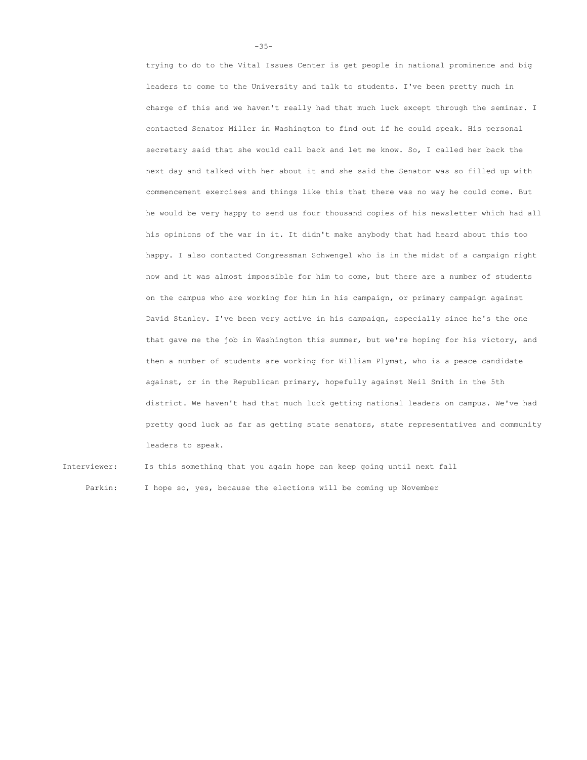trying to do to the Vital Issues Center is get people in national prominence and big leaders to come to the University and talk to students. I've been pretty much in charge of this and we haven't really had that much luck except through the seminar. I contacted Senator Miller in Washington to find out if he could speak. His personal secretary said that she would call back and let me know. So, I called her back the next day and talked with her about it and she said the Senator was so filled up with commencement exercises and things like this that there was no way he could come. But he would be very happy to send us four thousand copies of his newsletter which had all his opinions of the war in it. It didn't make anybody that had heard about this too happy. I also contacted Congressman Schwengel who is in the midst of a campaign right now and it was almost impossible for him to come, but there are a number of students on the campus who are working for him in his campaign, or primary campaign against David Stanley. I've been very active in his campaign, especially since he's the one that gave me the job in Washington this summer, but we're hoping for his victory, and then a number of students are working for William Plymat, who is a peace candidate against, or in the Republican primary, hopefully against Neil Smith in the 5th district. We haven't had that much luck getting national leaders on campus. We've had pretty good luck as far as getting state senators, state representatives and community leaders to speak.

Interviewer: Is this something that you again hope can keep going until next fall

Parkin: I hope so, yes, because the elections will be coming up November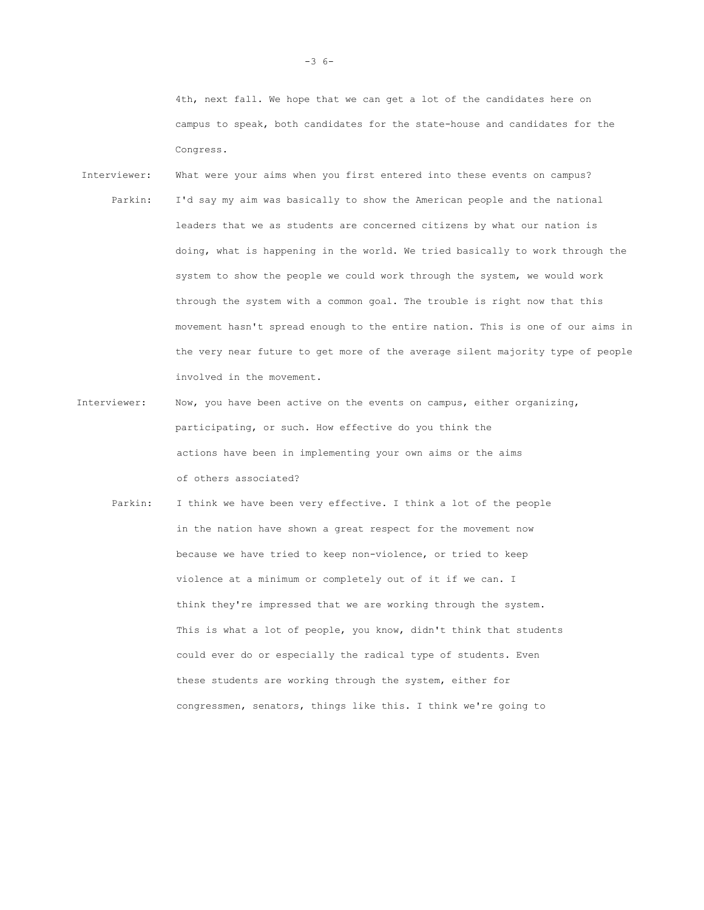4th, next fall. We hope that we can get a lot of the candidates here on campus to speak, both candidates for the state-house and candidates for the Congress.

**Interviewer:** What were your aims when you first entered into these events on campus?

**Parkin:** I'd say my aim was basically to show the American people and the national leaders that we as students are concerned citizens by what our nation is doing, what is happening in the world. We tried basically to work through the system to show the people we could work through the system, we would work through the system with a common goal. The trouble is right now that this movement hasn't spread enough to the entire nation. This is one of our aims in the very near future to get more of the average silent majority type of people involved in the movement.

**Interviewer:** Now, you have been active on the events on campus, either organizing, participating, or such. How effective do you think the actions have been in implementing your own aims or the aims of others associated?

**Parkin:** I think we have been very effective. I think a lot of the people in the nation have shown a great respect for the movement now because we have tried to keep non-violence, or tried to keep violence at a minimum or completely out of it if we can. I think they're impressed that we are working through the system. This is what a lot of people, you know, didn't think that students could ever do or especially the radical type of students. Even these students are working through the system, either for congressmen, senators, things like this. I think we're going to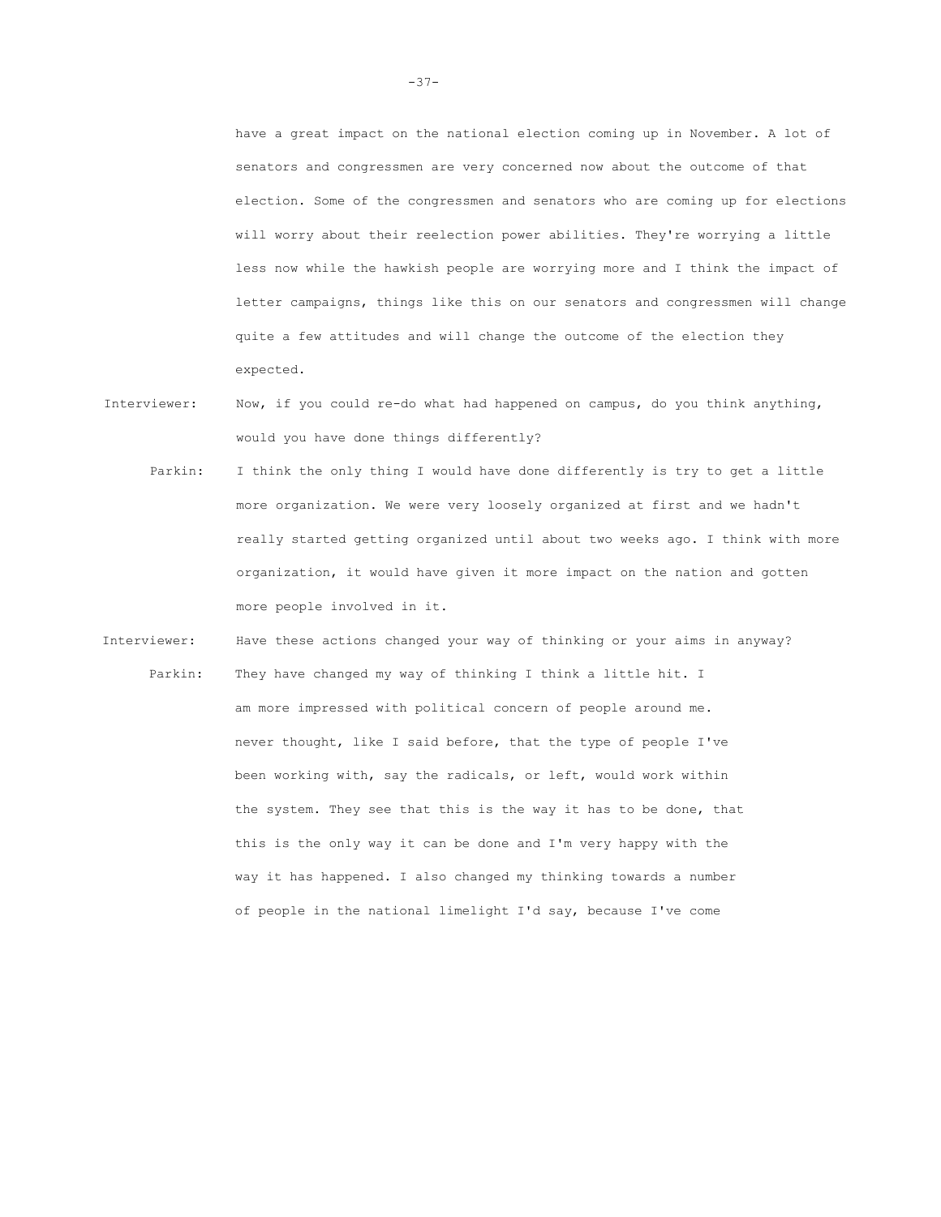have a great impact on the national election coming up in November. A lot of senators and congressmen are very concerned now about the outcome of that election. Some of the congressmen and senators who are coming up for elections will worry about their reelection power abilities. They're worrying a little less now while the hawkish people are worrying more and I think the impact of letter campaigns, things like this on our senators and congressmen will change quite a few attitudes and will change the outcome of the election they expected.

Interviewer: Now, if you could re-do what had happened on campus, do you think anything, would you have done things differently?

Parkin: I think the only thing I would have done differently is try to get a little more organization. We were very loosely organized at first and we hadn't really started getting organized until about two weeks ago. I think with more organization, it would have given it more impact on the nation and gotten more people involved in it.

Interviewer: Have these actions changed your way of thinking or your aims in anyway?

Parkin: They have changed my way of thinking I think a little hit. I am more impressed with political concern of people around me. never thought, like I said before, that the type of people I've been working with, say the radicals, or left, would work within the system. They see that this is the way it has to be done, that this is the only way it can be done and I'm very happy with the way it has happened. I also changed my thinking towards a number of people in the national limelight I'd say, because I've come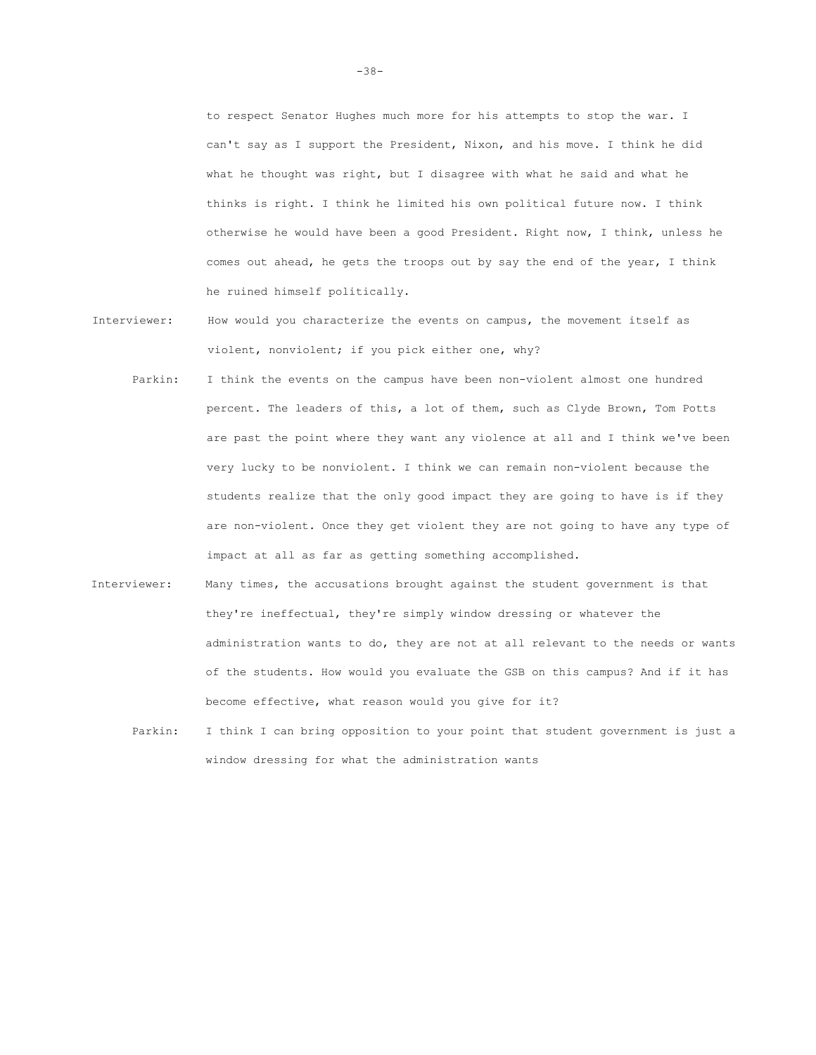to respect Senator Hughes much more for his attempts to stop the war. I can't say as I support the President, Nixon, and his move. I think he did what he thought was right, but I disagree with what he said and what he thinks is right. I think he limited his own political future now. I think otherwise he would have been a good President. Right now, I think, unless he comes out ahead, he gets the troops out by say the end of the year, I think he ruined himself politically.

Interviewer: How would you characterize the events on campus, the movement itself as violent, nonviolent; if you pick either one, why?

Parkin: I think the events on the campus have been non-violent almost one hundred percent. The leaders of this, a lot of them, such as Clyde Brown, Tom Potts are past the point where they want any violence at all and I think we've been very lucky to be nonviolent. I think we can remain non-violent because the students realize that the only good impact they are going to have is if they are non-violent. Once they get violent they are not going to have any type of impact at all as far as getting something accomplished.

Interviewer: Many times, the accusations brought against the student government is that they're ineffectual, they're simply window dressing or whatever the administration wants to do, they are not at all relevant to the needs or wants of the students. How would you evaluate the GSB on this campus? And if it has become effective, what reason would you give for it?

Parkin: I think I can bring opposition to your point that student government is just a window dressing for what the administration wants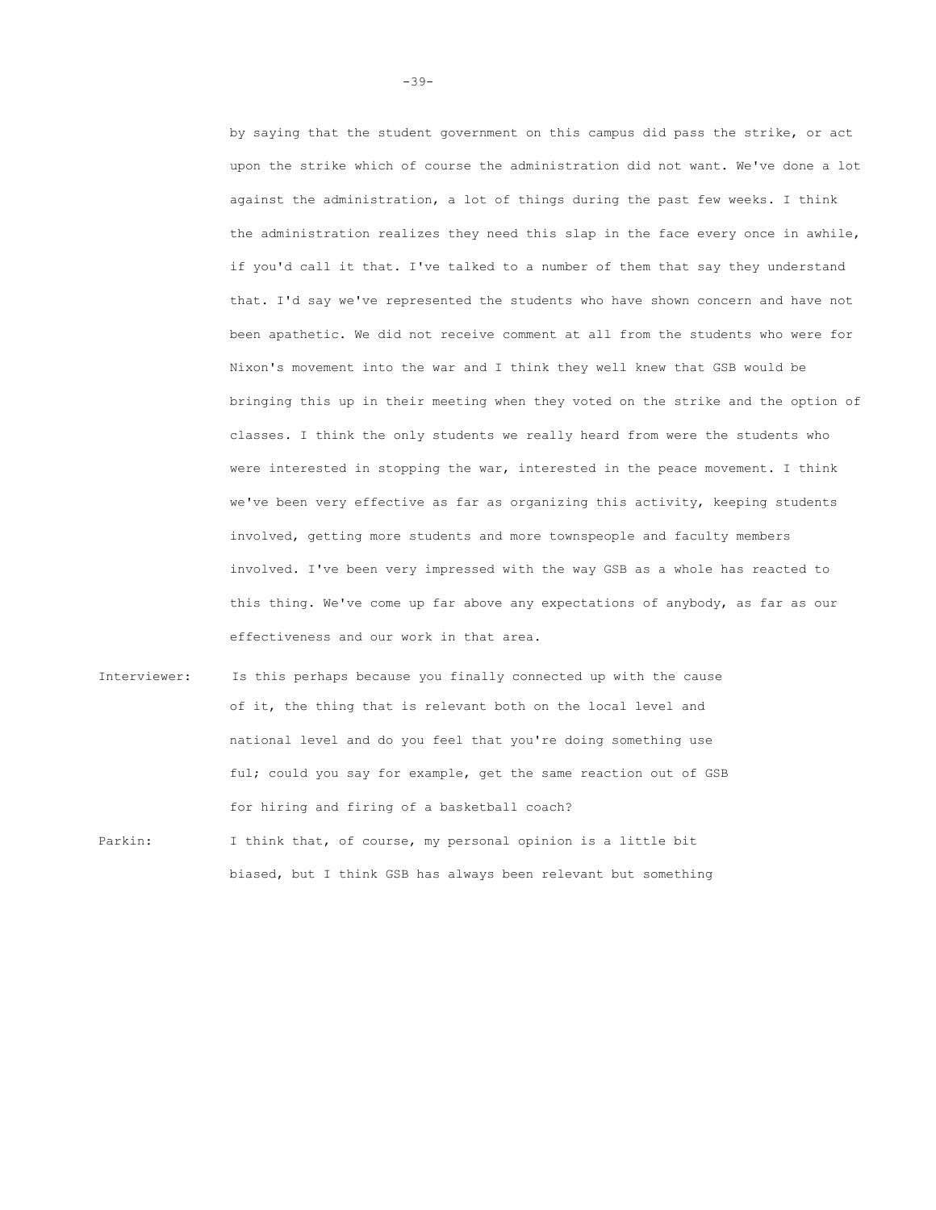by saying that the student government on this campus did pass the strike, or act upon the strike which of course the administration did not want. We've done a lot against the administration, a lot of things during the past few weeks. I think the administration realizes they need this slap in the face every once in awhile, if you'd call it that. I've talked to a number of them that say they understand that. I'd say we've represented the students who have shown concern and have not been apathetic. We did not receive comment at all from the students who were for Nixon's movement into the war and I think they well knew that GSB would be bringing this up in their meeting when they voted on the strike and the option of classes. I think the only students we really heard from were the students who were interested in stopping the war, interested in the peace movement. I think we've been very effective as far as organizing this activity, keeping students involved, getting more students and more townspeople and faculty members involved. I've been very impressed with the way GSB as a whole has reacted to this thing. We've come up far above any expectations of anybody, as far as our effectiveness and our work in that area.

Interviewer: Is this perhaps because you finally connected up with the cause of it, the thing that is relevant both on the local level and national level and do you feel that you're doing something use ful; could you say for example, get the same reaction out of GSB for hiring and firing of a basketball coach?

Parkin: I think that, of course, my personal opinion is a little bit biased, but I think GSB has always been relevant but something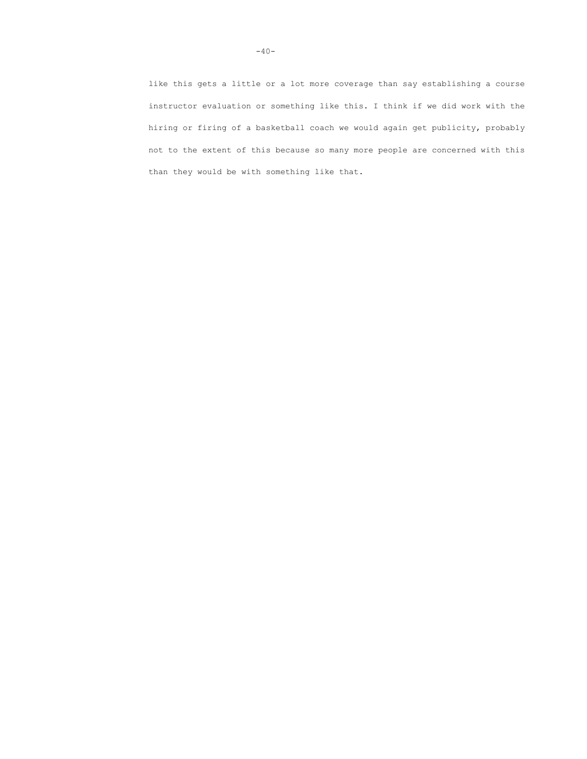like this gets a little or a lot more coverage than say establishing a course instructor evaluation or something like this. I think if we did work with the hiring or firing of a basketball coach we would again get publicity, probably not to the extent of this because so many more people are concerned with this than they would be with something like that.